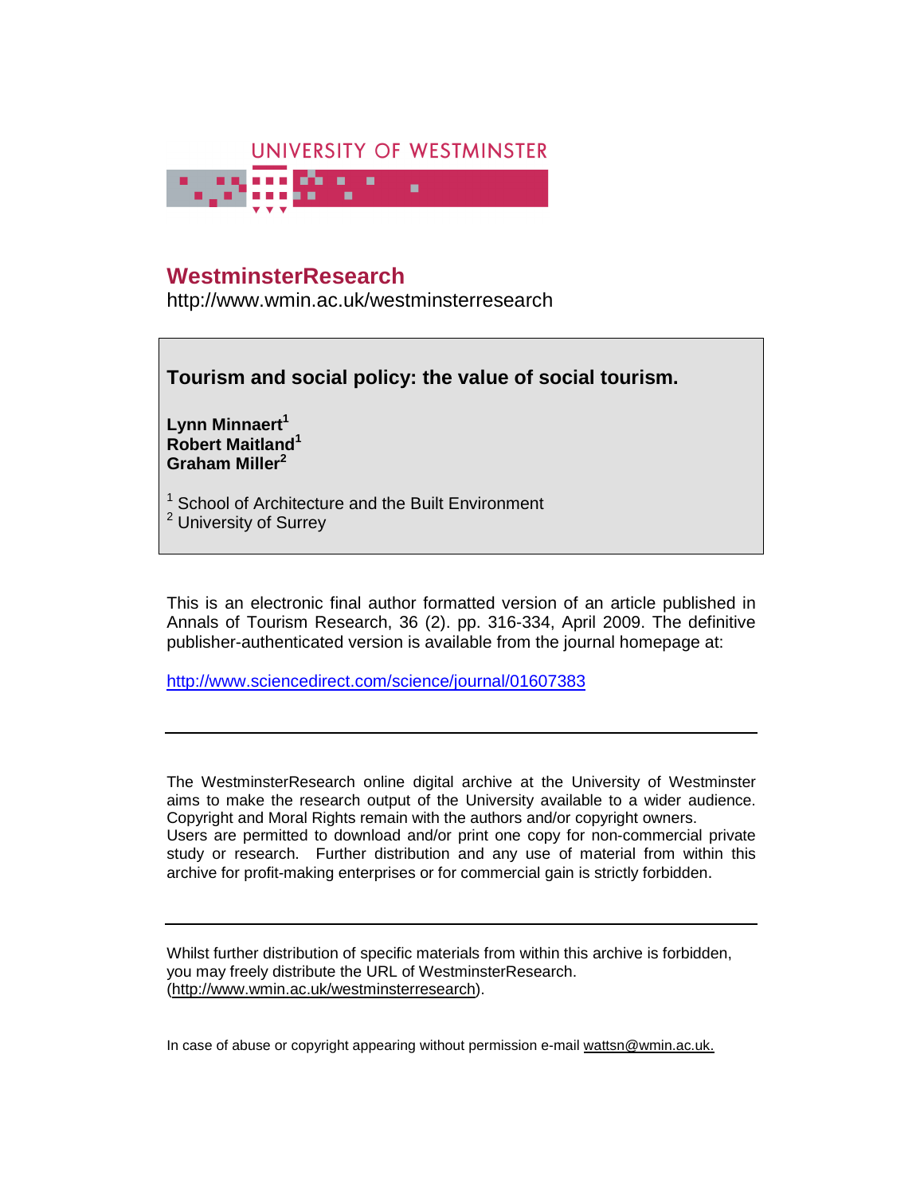UNIVERSITY OF WESTMINSTER

# WestminsterResearch

http://www.wmin.ac.uk/westminsterresearch

## Tourism and social policy: the value of social tourism.

**Lynn Minnaert[1]**
**Robert Maitland[1]**
**Graham Miller[2]**

[1] School of Architecture and the Built Environment
[2] University of Surrey

This is an electronic final author formatted version of an article published in Annals of Tourism Research, 36 (2). pp. 316-334, April 2009. The definitive publisher-authenticated version is available from the journal homepage at:

http://www.sciencedirect.com/science/journal/01607383

---

The WestminsterResearch online digital archive at the University of Westminster aims to make the research output of the University available to a wider audience. Copyright and Moral Rights remain with the authors and/or copyright owners. Users are permitted to download and/or print one copy for non-commercial private study or research. Further distribution and any use of material from within this archive for profit-making enterprises or for commercial gain is strictly forbidden.

---

Whilst further distribution of specific materials from within this archive is forbidden, you may freely distribute the URL of WestminsterResearch. (http://www.wmin.ac.uk/westminsterresearch).

In case of abuse or copyright appearing without permission e-mail wattsn@wmin.ac.uk.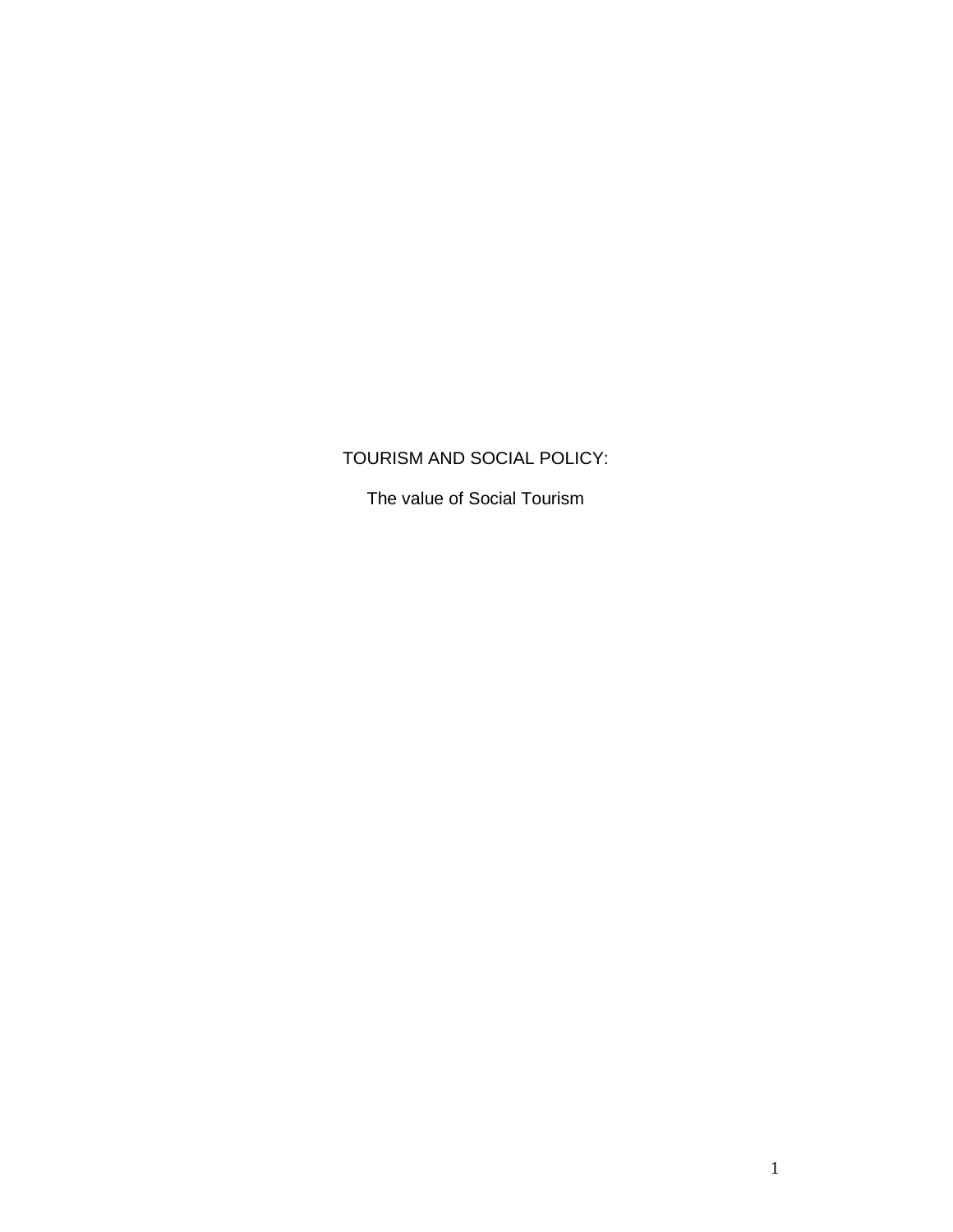# TOURISM AND SOCIAL POLICY:

## The value of Social Tourism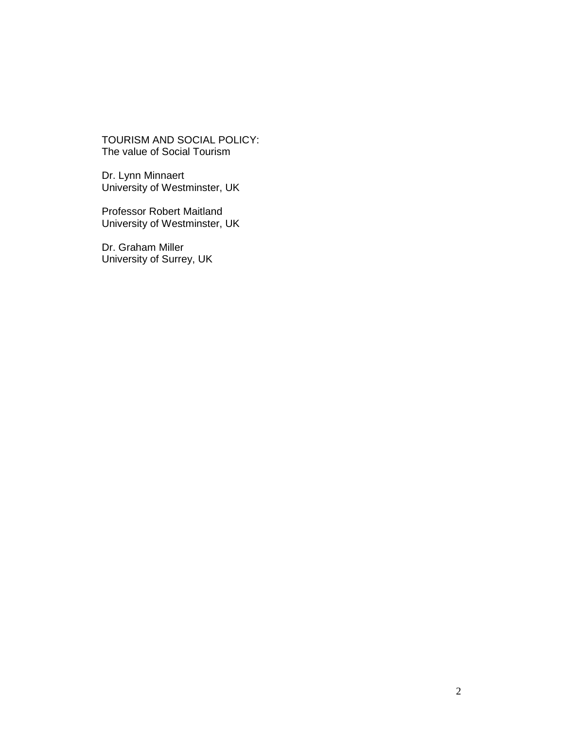TOURISM AND SOCIAL POLICY:
The value of Social Tourism

Dr. Lynn Minnaert
University of Westminster, UK

Professor Robert Maitland
University of Westminster, UK

Dr. Graham Miller
University of Surrey, UK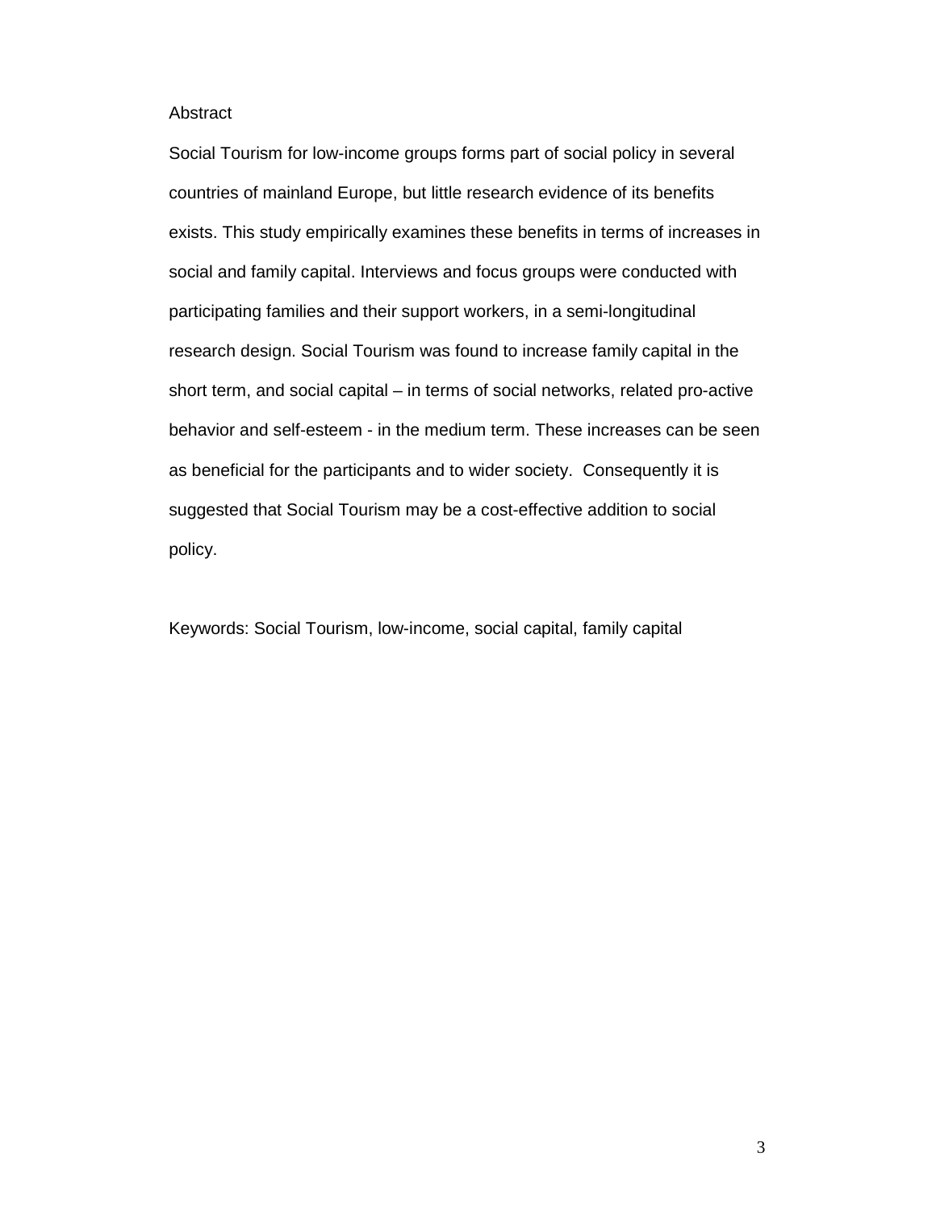## Abstract

Social Tourism for low-income groups forms part of social policy in several countries of mainland Europe, but little research evidence of its benefits exists. This study empirically examines these benefits in terms of increases in social and family capital. Interviews and focus groups were conducted with participating families and their support workers, in a semi-longitudinal research design. Social Tourism was found to increase family capital in the short term, and social capital – in terms of social networks, related pro-active behavior and self-esteem - in the medium term. These increases can be seen as beneficial for the participants and to wider society. Consequently it is suggested that Social Tourism may be a cost-effective addition to social policy.

Keywords: Social Tourism, low-income, social capital, family capital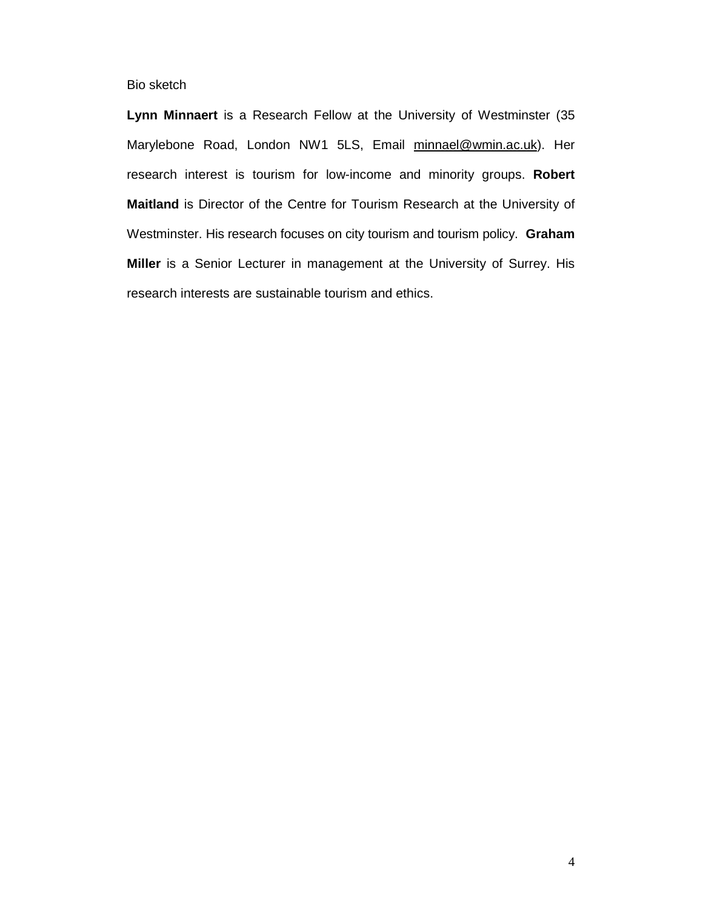Bio sketch

**Lynn Minnaert** is a Research Fellow at the University of Westminster (35 Marylebone Road, London NW1 5LS, Email minnael@wmin.ac.uk). Her research interest is tourism for low-income and minority groups. **Robert Maitland** is Director of the Centre for Tourism Research at the University of Westminster. His research focuses on city tourism and tourism policy. **Graham Miller** is a Senior Lecturer in management at the University of Surrey. His research interests are sustainable tourism and ethics.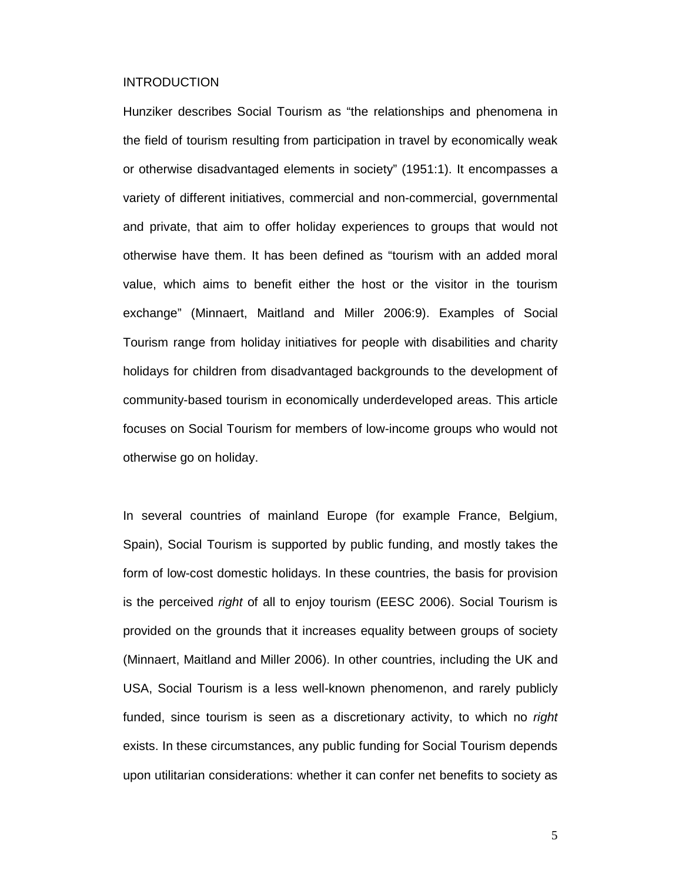## INTRODUCTION

Hunziker describes Social Tourism as "the relationships and phenomena in the field of tourism resulting from participation in travel by economically weak or otherwise disadvantaged elements in society" (1951:1). It encompasses a variety of different initiatives, commercial and non-commercial, governmental and private, that aim to offer holiday experiences to groups that would not otherwise have them. It has been defined as "tourism with an added moral value, which aims to benefit either the host or the visitor in the tourism exchange" (Minnaert, Maitland and Miller 2006:9). Examples of Social Tourism range from holiday initiatives for people with disabilities and charity holidays for children from disadvantaged backgrounds to the development of community-based tourism in economically underdeveloped areas. This article focuses on Social Tourism for members of low-income groups who would not otherwise go on holiday.

In several countries of mainland Europe (for example France, Belgium, Spain), Social Tourism is supported by public funding, and mostly takes the form of low-cost domestic holidays. In these countries, the basis for provision is the perceived *right* of all to enjoy tourism (EESC 2006). Social Tourism is provided on the grounds that it increases equality between groups of society (Minnaert, Maitland and Miller 2006). In other countries, including the UK and USA, Social Tourism is a less well-known phenomenon, and rarely publicly funded, since tourism is seen as a discretionary activity, to which no *right* exists. In these circumstances, any public funding for Social Tourism depends upon utilitarian considerations: whether it can confer net benefits to society as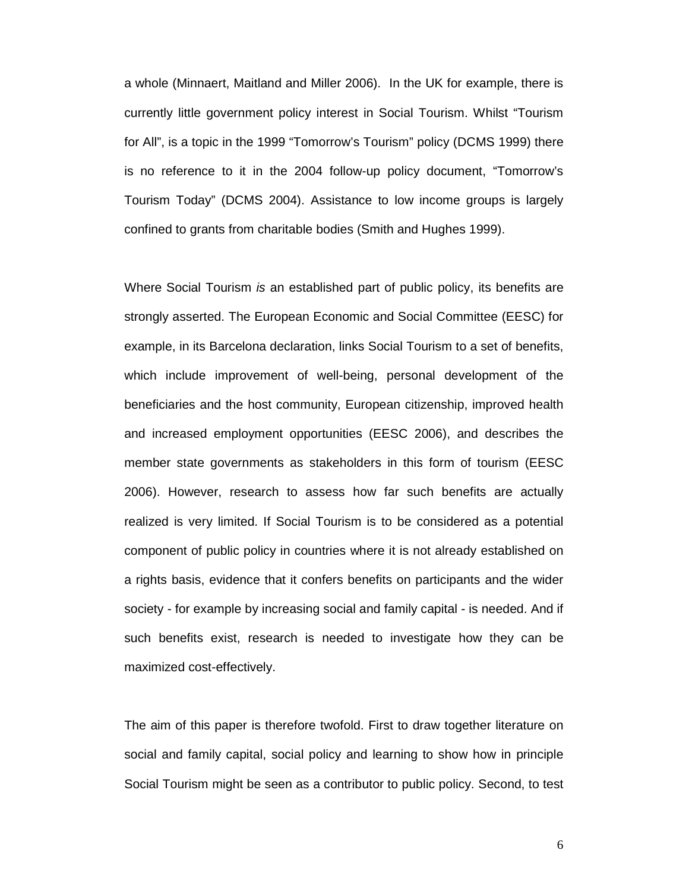a whole (Minnaert, Maitland and Miller 2006). In the UK for example, there is currently little government policy interest in Social Tourism. Whilst “Tourism for All”, is a topic in the 1999 “Tomorrow’s Tourism” policy (DCMS 1999) there is no reference to it in the 2004 follow-up policy document, “Tomorrow’s Tourism Today” (DCMS 2004). Assistance to low income groups is largely confined to grants from charitable bodies (Smith and Hughes 1999).

Where Social Tourism *is* an established part of public policy, its benefits are strongly asserted. The European Economic and Social Committee (EESC) for example, in its Barcelona declaration, links Social Tourism to a set of benefits, which include improvement of well-being, personal development of the beneficiaries and the host community, European citizenship, improved health and increased employment opportunities (EESC 2006), and describes the member state governments as stakeholders in this form of tourism (EESC 2006). However, research to assess how far such benefits are actually realized is very limited. If Social Tourism is to be considered as a potential component of public policy in countries where it is not already established on a rights basis, evidence that it confers benefits on participants and the wider society - for example by increasing social and family capital - is needed. And if such benefits exist, research is needed to investigate how they can be maximized cost-effectively.

The aim of this paper is therefore twofold. First to draw together literature on social and family capital, social policy and learning to show how in principle Social Tourism might be seen as a contributor to public policy. Second, to test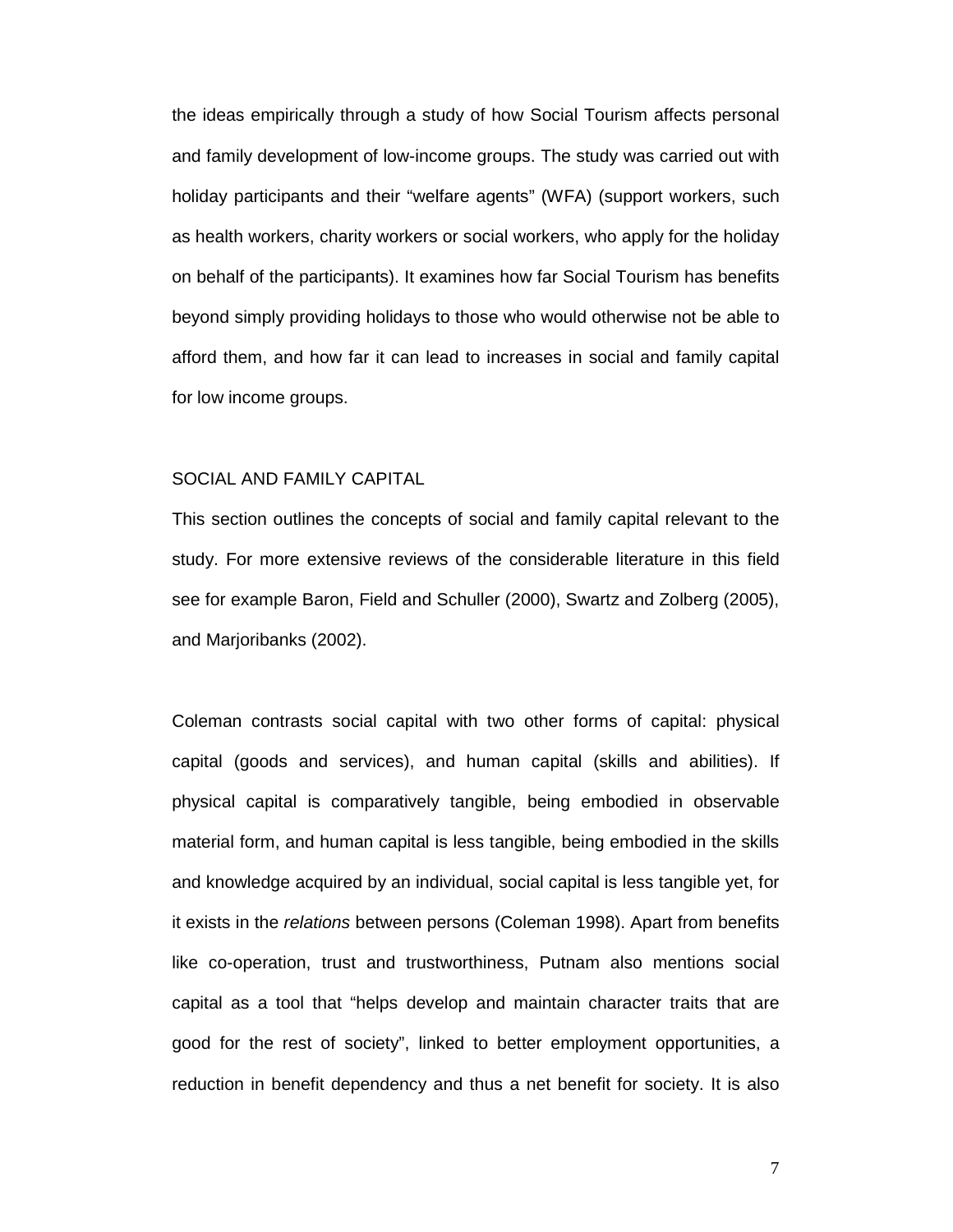the ideas empirically through a study of how Social Tourism affects personal and family development of low-income groups. The study was carried out with holiday participants and their "welfare agents" (WFA) (support workers, such as health workers, charity workers or social workers, who apply for the holiday on behalf of the participants). It examines how far Social Tourism has benefits beyond simply providing holidays to those who would otherwise not be able to afford them, and how far it can lead to increases in social and family capital for low income groups.

## SOCIAL AND FAMILY CAPITAL

This section outlines the concepts of social and family capital relevant to the study. For more extensive reviews of the considerable literature in this field see for example Baron, Field and Schuller (2000), Swartz and Zolberg (2005), and Marjoribanks (2002).

Coleman contrasts social capital with two other forms of capital: physical capital (goods and services), and human capital (skills and abilities). If physical capital is comparatively tangible, being embodied in observable material form, and human capital is less tangible, being embodied in the skills and knowledge acquired by an individual, social capital is less tangible yet, for it exists in the *relations* between persons (Coleman 1998). Apart from benefits like co-operation, trust and trustworthiness, Putnam also mentions social capital as a tool that "helps develop and maintain character traits that are good for the rest of society", linked to better employment opportunities, a reduction in benefit dependency and thus a net benefit for society. It is also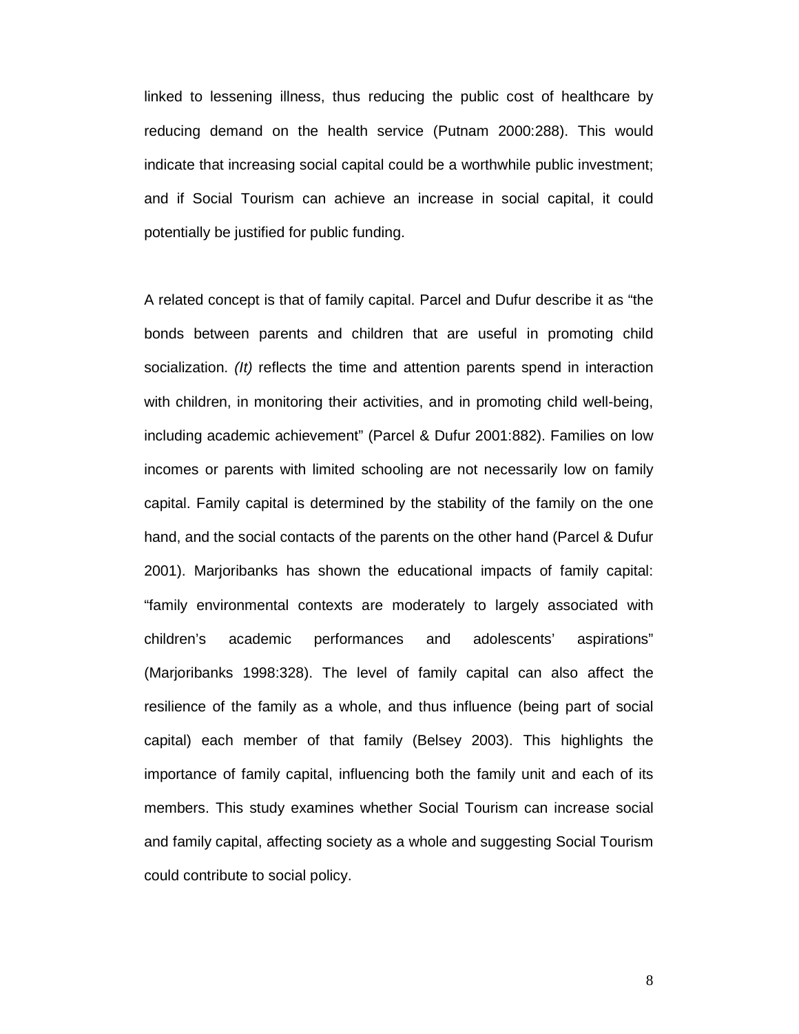linked to lessening illness, thus reducing the public cost of healthcare by reducing demand on the health service (Putnam 2000:288). This would indicate that increasing social capital could be a worthwhile public investment; and if Social Tourism can achieve an increase in social capital, it could potentially be justified for public funding.

A related concept is that of family capital. Parcel and Dufur describe it as "the bonds between parents and children that are useful in promoting child socialization. *(It)* reflects the time and attention parents spend in interaction with children, in monitoring their activities, and in promoting child well-being, including academic achievement" (Parcel & Dufur 2001:882). Families on low incomes or parents with limited schooling are not necessarily low on family capital. Family capital is determined by the stability of the family on the one hand, and the social contacts of the parents on the other hand (Parcel & Dufur 2001). Marjoribanks has shown the educational impacts of family capital: "family environmental contexts are moderately to largely associated with children's academic performances and adolescents' aspirations" (Marjoribanks 1998:328). The level of family capital can also affect the resilience of the family as a whole, and thus influence (being part of social capital) each member of that family (Belsey 2003). This highlights the importance of family capital, influencing both the family unit and each of its members. This study examines whether Social Tourism can increase social and family capital, affecting society as a whole and suggesting Social Tourism could contribute to social policy.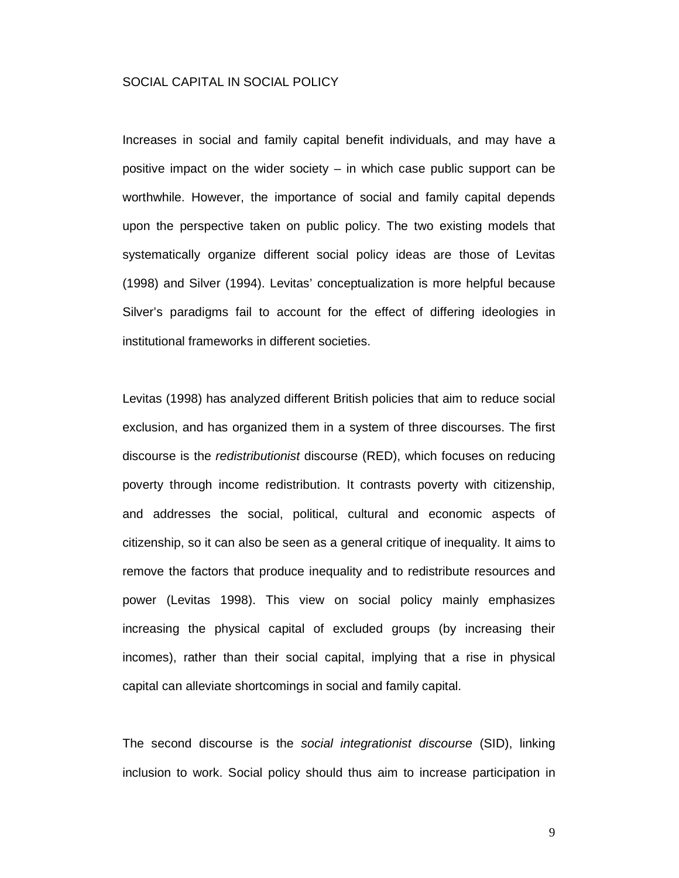## SOCIAL CAPITAL IN SOCIAL POLICY

Increases in social and family capital benefit individuals, and may have a positive impact on the wider society – in which case public support can be worthwhile. However, the importance of social and family capital depends upon the perspective taken on public policy. The two existing models that systematically organize different social policy ideas are those of Levitas (1998) and Silver (1994). Levitas' conceptualization is more helpful because Silver's paradigms fail to account for the effect of differing ideologies in institutional frameworks in different societies.

Levitas (1998) has analyzed different British policies that aim to reduce social exclusion, and has organized them in a system of three discourses. The first discourse is the *redistributionist* discourse (RED), which focuses on reducing poverty through income redistribution. It contrasts poverty with citizenship, and addresses the social, political, cultural and economic aspects of citizenship, so it can also be seen as a general critique of inequality. It aims to remove the factors that produce inequality and to redistribute resources and power (Levitas 1998). This view on social policy mainly emphasizes increasing the physical capital of excluded groups (by increasing their incomes), rather than their social capital, implying that a rise in physical capital can alleviate shortcomings in social and family capital.

The second discourse is the *social integrationist discourse* (SID), linking inclusion to work. Social policy should thus aim to increase participation in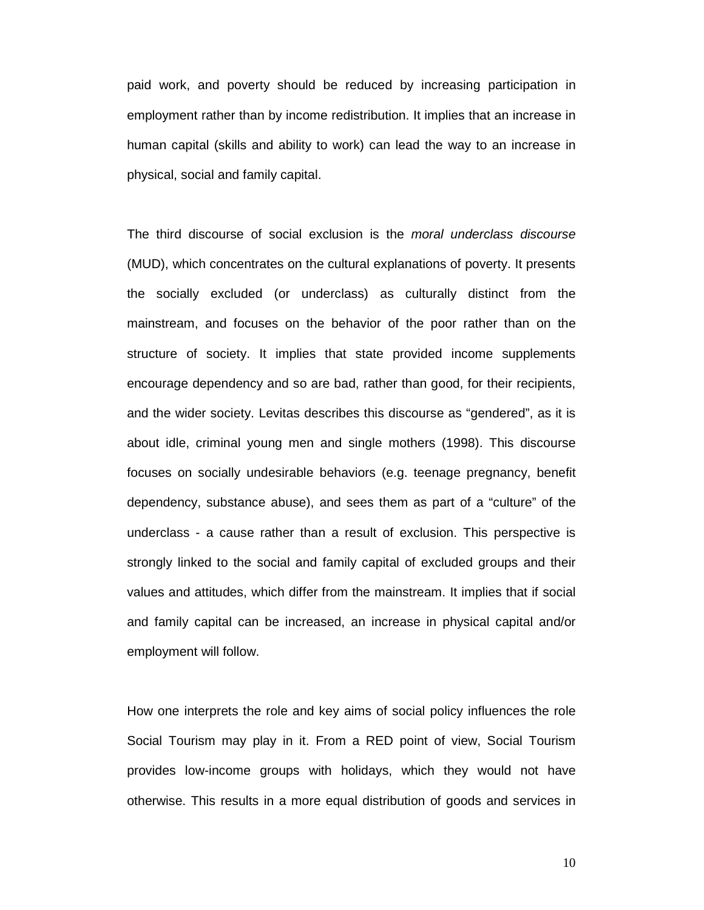paid work, and poverty should be reduced by increasing participation in employment rather than by income redistribution. It implies that an increase in human capital (skills and ability to work) can lead the way to an increase in physical, social and family capital.

The third discourse of social exclusion is the *moral underclass discourse* (MUD), which concentrates on the cultural explanations of poverty. It presents the socially excluded (or underclass) as culturally distinct from the mainstream, and focuses on the behavior of the poor rather than on the structure of society. It implies that state provided income supplements encourage dependency and so are bad, rather than good, for their recipients, and the wider society. Levitas describes this discourse as “gendered”, as it is about idle, criminal young men and single mothers (1998). This discourse focuses on socially undesirable behaviors (e.g. teenage pregnancy, benefit dependency, substance abuse), and sees them as part of a “culture” of the underclass - a cause rather than a result of exclusion. This perspective is strongly linked to the social and family capital of excluded groups and their values and attitudes, which differ from the mainstream. It implies that if social and family capital can be increased, an increase in physical capital and/or employment will follow.

How one interprets the role and key aims of social policy influences the role Social Tourism may play in it. From a RED point of view, Social Tourism provides low-income groups with holidays, which they would not have otherwise. This results in a more equal distribution of goods and services in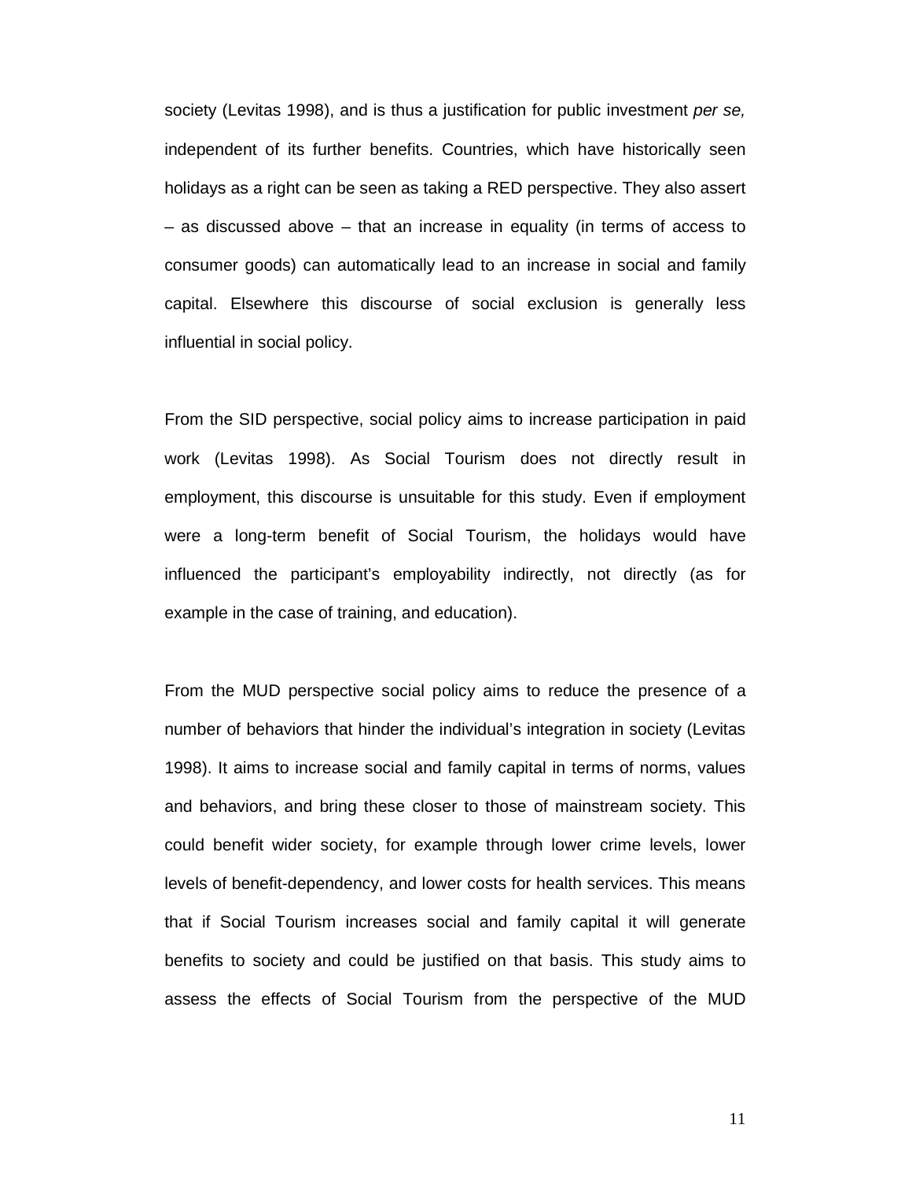society (Levitas 1998), and is thus a justification for public investment *per se,* independent of its further benefits. Countries, which have historically seen holidays as a right can be seen as taking a RED perspective. They also assert – as discussed above – that an increase in equality (in terms of access to consumer goods) can automatically lead to an increase in social and family capital. Elsewhere this discourse of social exclusion is generally less influential in social policy.

From the SID perspective, social policy aims to increase participation in paid work (Levitas 1998). As Social Tourism does not directly result in employment, this discourse is unsuitable for this study. Even if employment were a long-term benefit of Social Tourism, the holidays would have influenced the participant's employability indirectly, not directly (as for example in the case of training, and education).

From the MUD perspective social policy aims to reduce the presence of a number of behaviors that hinder the individual's integration in society (Levitas 1998). It aims to increase social and family capital in terms of norms, values and behaviors, and bring these closer to those of mainstream society. This could benefit wider society, for example through lower crime levels, lower levels of benefit-dependency, and lower costs for health services. This means that if Social Tourism increases social and family capital it will generate benefits to society and could be justified on that basis. This study aims to assess the effects of Social Tourism from the perspective of the MUD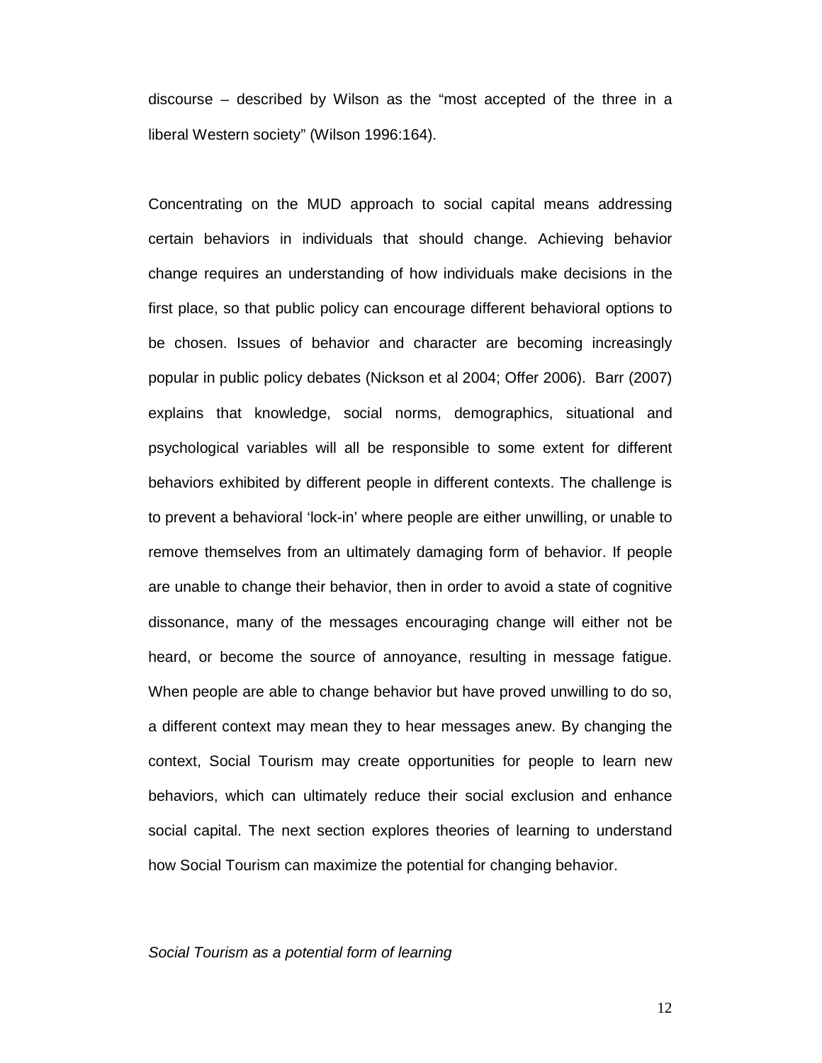discourse – described by Wilson as the "most accepted of the three in a liberal Western society" (Wilson 1996:164).

Concentrating on the MUD approach to social capital means addressing certain behaviors in individuals that should change. Achieving behavior change requires an understanding of how individuals make decisions in the first place, so that public policy can encourage different behavioral options to be chosen. Issues of behavior and character are becoming increasingly popular in public policy debates (Nickson et al 2004; Offer 2006). Barr (2007) explains that knowledge, social norms, demographics, situational and psychological variables will all be responsible to some extent for different behaviors exhibited by different people in different contexts. The challenge is to prevent a behavioral 'lock-in' where people are either unwilling, or unable to remove themselves from an ultimately damaging form of behavior. If people are unable to change their behavior, then in order to avoid a state of cognitive dissonance, many of the messages encouraging change will either not be heard, or become the source of annoyance, resulting in message fatigue. When people are able to change behavior but have proved unwilling to do so, a different context may mean they to hear messages anew. By changing the context, Social Tourism may create opportunities for people to learn new behaviors, which can ultimately reduce their social exclusion and enhance social capital. The next section explores theories of learning to understand how Social Tourism can maximize the potential for changing behavior.

*Social Tourism as a potential form of learning*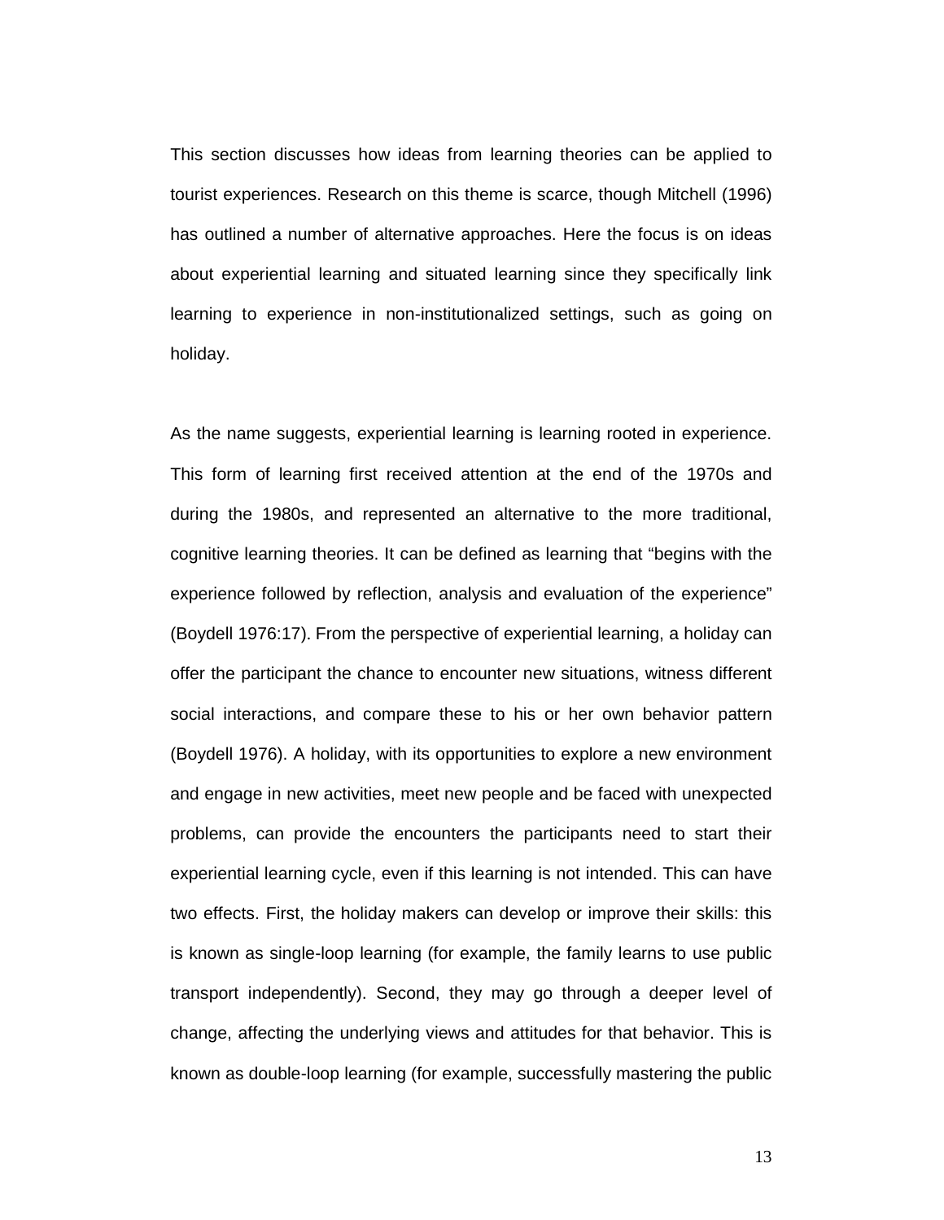This section discusses how ideas from learning theories can be applied to tourist experiences. Research on this theme is scarce, though Mitchell (1996) has outlined a number of alternative approaches. Here the focus is on ideas about experiential learning and situated learning since they specifically link learning to experience in non-institutionalized settings, such as going on holiday.

As the name suggests, experiential learning is learning rooted in experience. This form of learning first received attention at the end of the 1970s and during the 1980s, and represented an alternative to the more traditional, cognitive learning theories. It can be defined as learning that "begins with the experience followed by reflection, analysis and evaluation of the experience" (Boydell 1976:17). From the perspective of experiential learning, a holiday can offer the participant the chance to encounter new situations, witness different social interactions, and compare these to his or her own behavior pattern (Boydell 1976). A holiday, with its opportunities to explore a new environment and engage in new activities, meet new people and be faced with unexpected problems, can provide the encounters the participants need to start their experiential learning cycle, even if this learning is not intended. This can have two effects. First, the holiday makers can develop or improve their skills: this is known as single-loop learning (for example, the family learns to use public transport independently). Second, they may go through a deeper level of change, affecting the underlying views and attitudes for that behavior. This is known as double-loop learning (for example, successfully mastering the public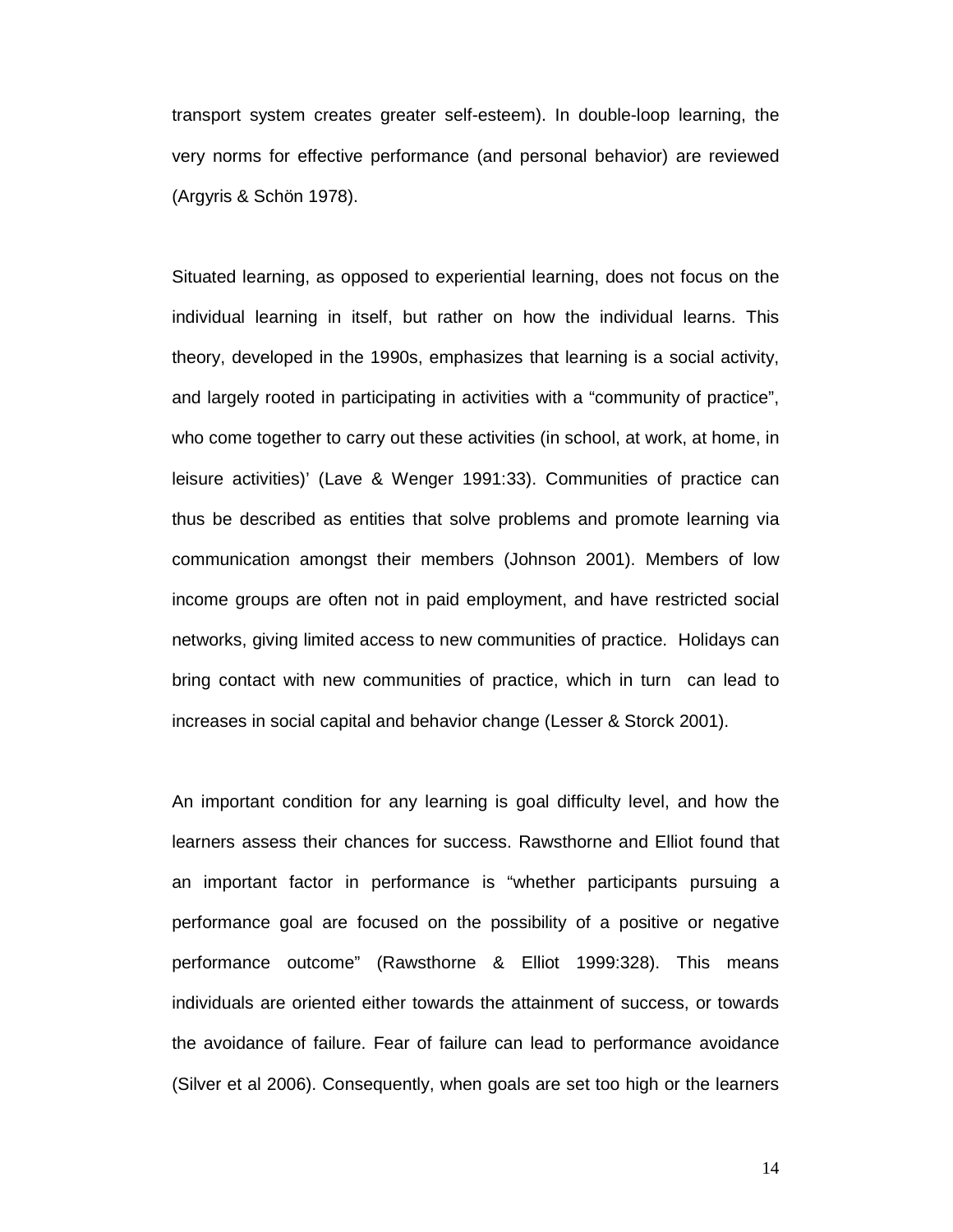transport system creates greater self-esteem). In double-loop learning, the very norms for effective performance (and personal behavior) are reviewed (Argyris & Schön 1978).

Situated learning, as opposed to experiential learning, does not focus on the individual learning in itself, but rather on how the individual learns. This theory, developed in the 1990s, emphasizes that learning is a social activity, and largely rooted in participating in activities with a "community of practice", who come together to carry out these activities (in school, at work, at home, in leisure activities)' (Lave & Wenger 1991:33). Communities of practice can thus be described as entities that solve problems and promote learning via communication amongst their members (Johnson 2001). Members of low income groups are often not in paid employment, and have restricted social networks, giving limited access to new communities of practice. Holidays can bring contact with new communities of practice, which in turn can lead to increases in social capital and behavior change (Lesser & Storck 2001).

An important condition for any learning is goal difficulty level, and how the learners assess their chances for success. Rawsthorne and Elliot found that an important factor in performance is "whether participants pursuing a performance goal are focused on the possibility of a positive or negative performance outcome" (Rawsthorne & Elliot 1999:328). This means individuals are oriented either towards the attainment of success, or towards the avoidance of failure. Fear of failure can lead to performance avoidance (Silver et al 2006). Consequently, when goals are set too high or the learners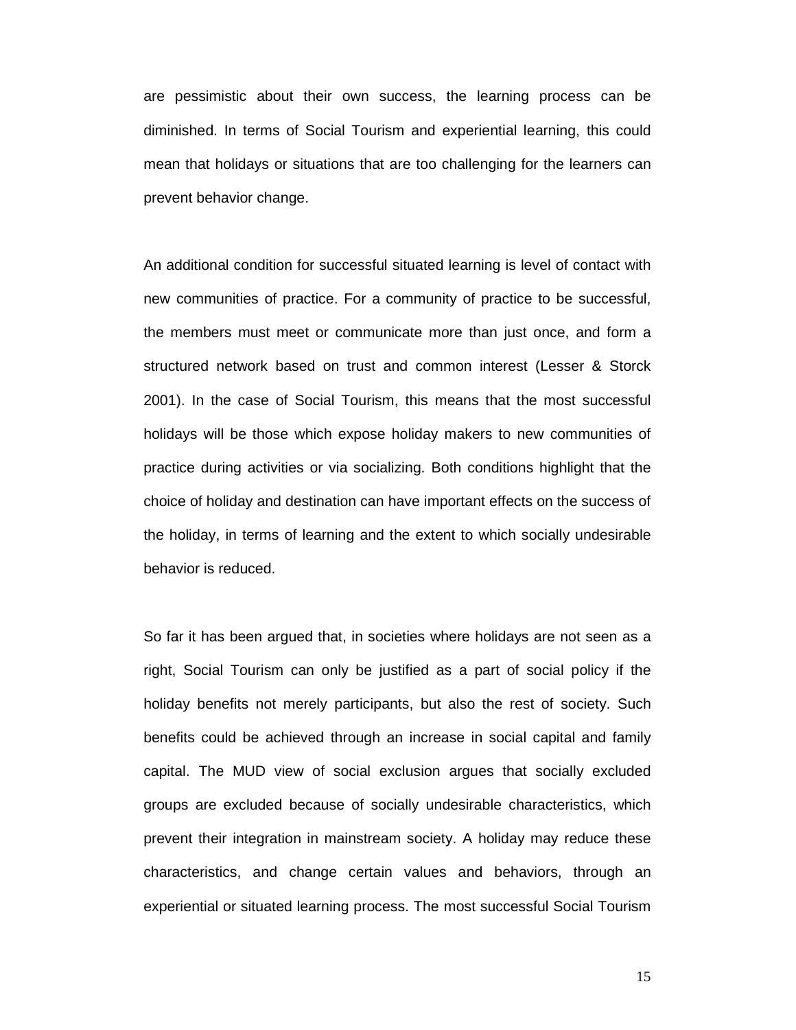are pessimistic about their own success, the learning process can be diminished. In terms of Social Tourism and experiential learning, this could mean that holidays or situations that are too challenging for the learners can prevent behavior change.

An additional condition for successful situated learning is level of contact with new communities of practice. For a community of practice to be successful, the members must meet or communicate more than just once, and form a structured network based on trust and common interest (Lesser & Storck 2001). In the case of Social Tourism, this means that the most successful holidays will be those which expose holiday makers to new communities of practice during activities or via socializing. Both conditions highlight that the choice of holiday and destination can have important effects on the success of the holiday, in terms of learning and the extent to which socially undesirable behavior is reduced.

So far it has been argued that, in societies where holidays are not seen as a right, Social Tourism can only be justified as a part of social policy if the holiday benefits not merely participants, but also the rest of society. Such benefits could be achieved through an increase in social capital and family capital. The MUD view of social exclusion argues that socially excluded groups are excluded because of socially undesirable characteristics, which prevent their integration in mainstream society. A holiday may reduce these characteristics, and change certain values and behaviors, through an experiential or situated learning process. The most successful Social Tourism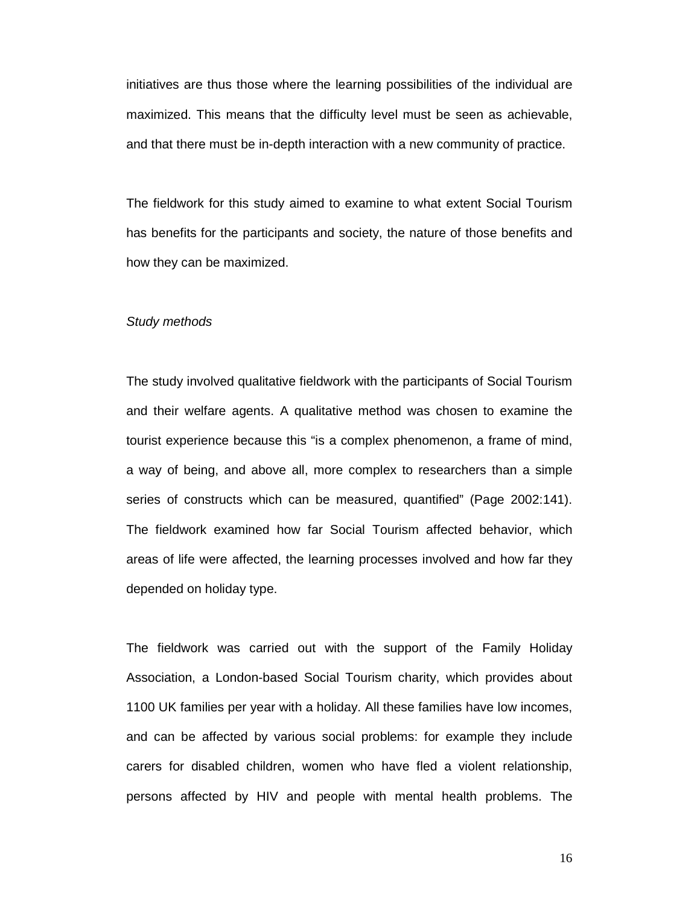initiatives are thus those where the learning possibilities of the individual are maximized. This means that the difficulty level must be seen as achievable, and that there must be in-depth interaction with a new community of practice.

The fieldwork for this study aimed to examine to what extent Social Tourism has benefits for the participants and society, the nature of those benefits and how they can be maximized.

*Study methods*

The study involved qualitative fieldwork with the participants of Social Tourism and their welfare agents. A qualitative method was chosen to examine the tourist experience because this "is a complex phenomenon, a frame of mind, a way of being, and above all, more complex to researchers than a simple series of constructs which can be measured, quantified" (Page 2002:141). The fieldwork examined how far Social Tourism affected behavior, which areas of life were affected, the learning processes involved and how far they depended on holiday type.

The fieldwork was carried out with the support of the Family Holiday Association, a London-based Social Tourism charity, which provides about 1100 UK families per year with a holiday. All these families have low incomes, and can be affected by various social problems: for example they include carers for disabled children, women who have fled a violent relationship, persons affected by HIV and people with mental health problems. The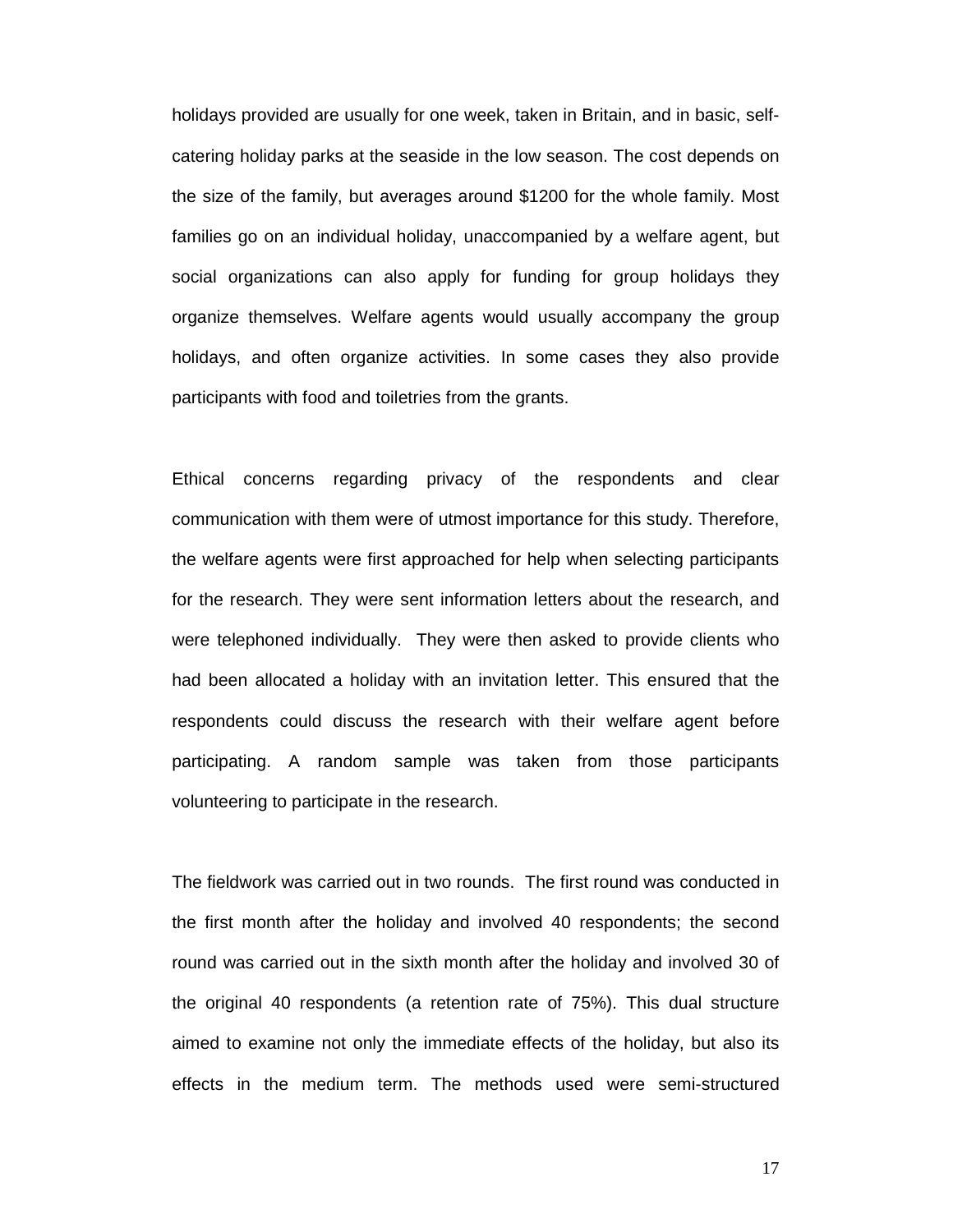holidays provided are usually for one week, taken in Britain, and in basic, self-catering holiday parks at the seaside in the low season. The cost depends on the size of the family, but averages around $1200 for the whole family. Most families go on an individual holiday, unaccompanied by a welfare agent, but social organizations can also apply for funding for group holidays they organize themselves. Welfare agents would usually accompany the group holidays, and often organize activities. In some cases they also provide participants with food and toiletries from the grants.

Ethical concerns regarding privacy of the respondents and clear communication with them were of utmost importance for this study. Therefore, the welfare agents were first approached for help when selecting participants for the research. They were sent information letters about the research, and were telephoned individually. They were then asked to provide clients who had been allocated a holiday with an invitation letter. This ensured that the respondents could discuss the research with their welfare agent before participating. A random sample was taken from those participants volunteering to participate in the research.

The fieldwork was carried out in two rounds. The first round was conducted in the first month after the holiday and involved 40 respondents; the second round was carried out in the sixth month after the holiday and involved 30 of the original 40 respondents (a retention rate of 75%). This dual structure aimed to examine not only the immediate effects of the holiday, but also its effects in the medium term. The methods used were semi-structured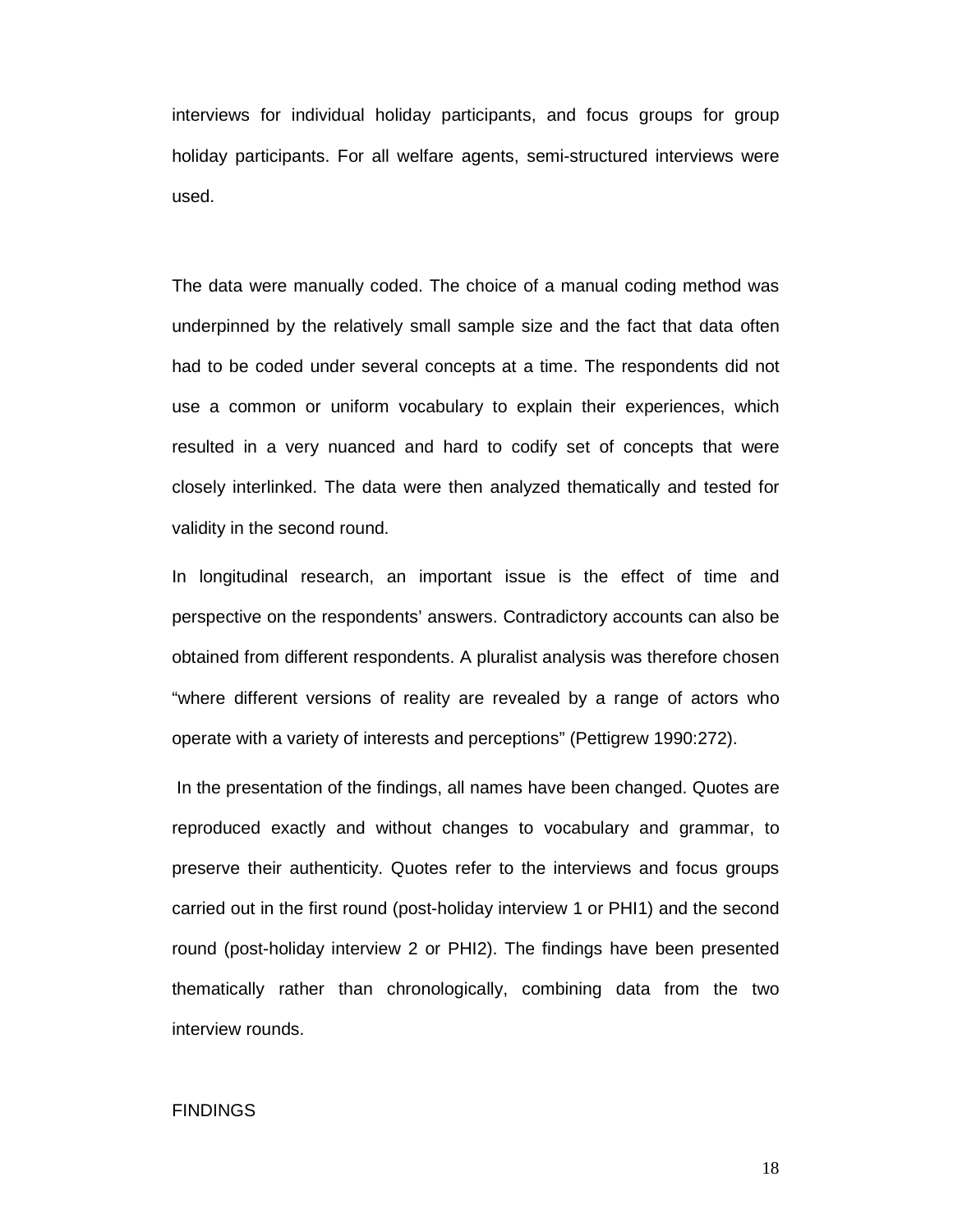interviews for individual holiday participants, and focus groups for group holiday participants. For all welfare agents, semi-structured interviews were used.

The data were manually coded. The choice of a manual coding method was underpinned by the relatively small sample size and the fact that data often had to be coded under several concepts at a time. The respondents did not use a common or uniform vocabulary to explain their experiences, which resulted in a very nuanced and hard to codify set of concepts that were closely interlinked. The data were then analyzed thematically and tested for validity in the second round.

In longitudinal research, an important issue is the effect of time and perspective on the respondents' answers. Contradictory accounts can also be obtained from different respondents. A pluralist analysis was therefore chosen "where different versions of reality are revealed by a range of actors who operate with a variety of interests and perceptions" (Pettigrew 1990:272).

In the presentation of the findings, all names have been changed. Quotes are reproduced exactly and without changes to vocabulary and grammar, to preserve their authenticity. Quotes refer to the interviews and focus groups carried out in the first round (post-holiday interview 1 or PHI1) and the second round (post-holiday interview 2 or PHI2). The findings have been presented thematically rather than chronologically, combining data from the two interview rounds.

## FINDINGS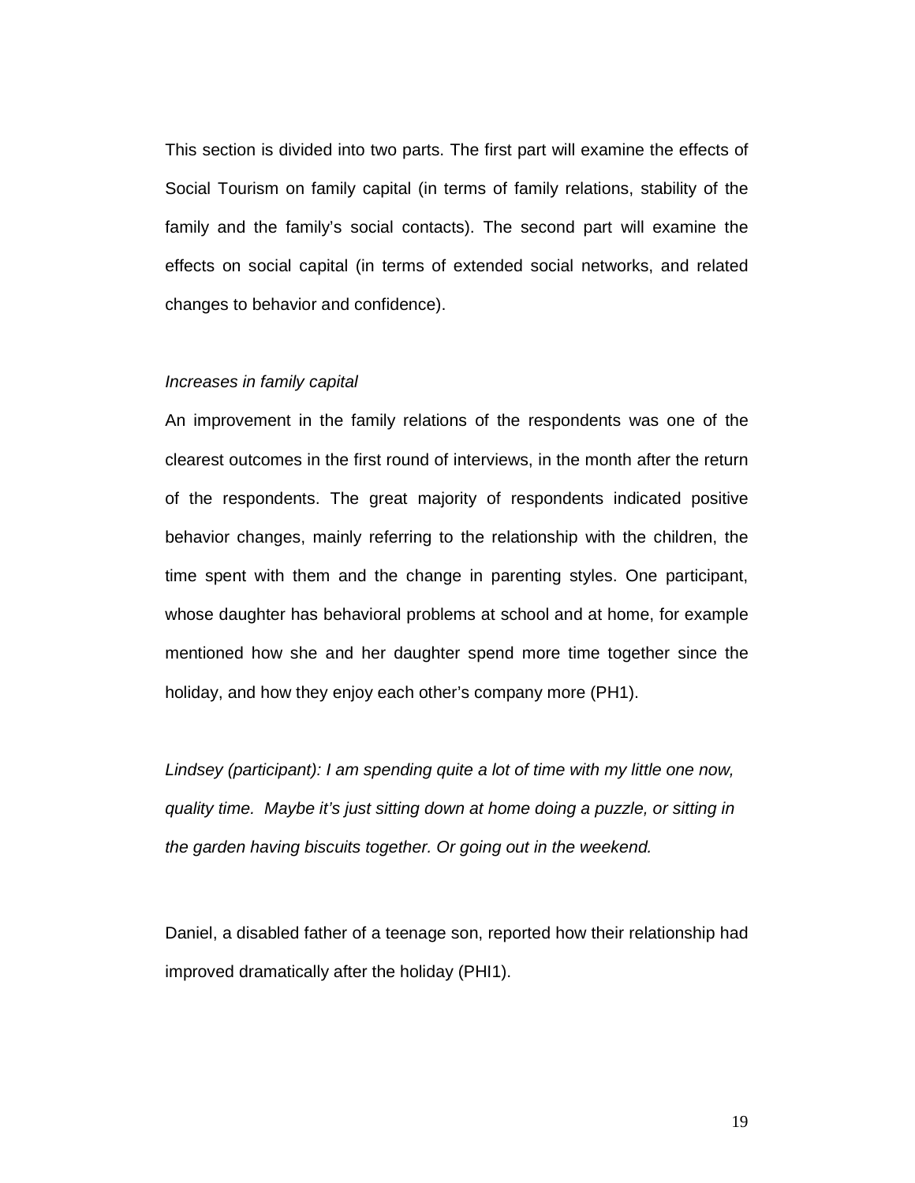This section is divided into two parts. The first part will examine the effects of Social Tourism on family capital (in terms of family relations, stability of the family and the family's social contacts). The second part will examine the effects on social capital (in terms of extended social networks, and related changes to behavior and confidence).

*Increases in family capital*

An improvement in the family relations of the respondents was one of the clearest outcomes in the first round of interviews, in the month after the return of the respondents. The great majority of respondents indicated positive behavior changes, mainly referring to the relationship with the children, the time spent with them and the change in parenting styles. One participant, whose daughter has behavioral problems at school and at home, for example mentioned how she and her daughter spend more time together since the holiday, and how they enjoy each other's company more (PH1).

*Lindsey (participant): I am spending quite a lot of time with my little one now, quality time. Maybe it's just sitting down at home doing a puzzle, or sitting in the garden having biscuits together. Or going out in the weekend.*

Daniel, a disabled father of a teenage son, reported how their relationship had improved dramatically after the holiday (PHI1).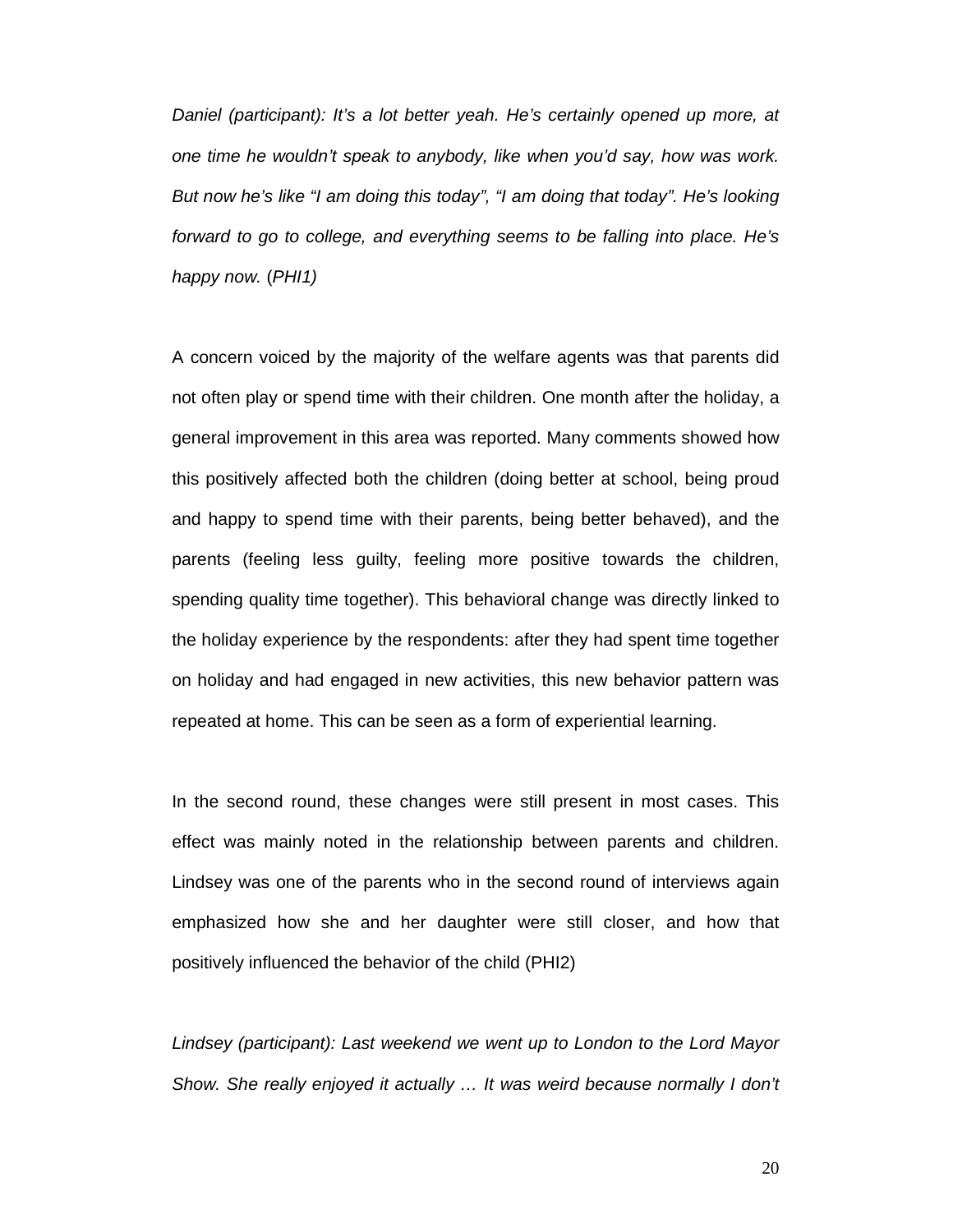*Daniel (participant): It's a lot better yeah. He's certainly opened up more, at one time he wouldn't speak to anybody, like when you'd say, how was work. But now he's like "I am doing this today", "I am doing that today". He's looking forward to go to college, and everything seems to be falling into place. He's happy now.* (*PHI1)*

A concern voiced by the majority of the welfare agents was that parents did not often play or spend time with their children. One month after the holiday, a general improvement in this area was reported. Many comments showed how this positively affected both the children (doing better at school, being proud and happy to spend time with their parents, being better behaved), and the parents (feeling less guilty, feeling more positive towards the children, spending quality time together). This behavioral change was directly linked to the holiday experience by the respondents: after they had spent time together on holiday and had engaged in new activities, this new behavior pattern was repeated at home. This can be seen as a form of experiential learning.

In the second round, these changes were still present in most cases. This effect was mainly noted in the relationship between parents and children. Lindsey was one of the parents who in the second round of interviews again emphasized how she and her daughter were still closer, and how that positively influenced the behavior of the child (PHI2)

*Lindsey (participant): Last weekend we went up to London to the Lord Mayor Show. She really enjoyed it actually … It was weird because normally I don't*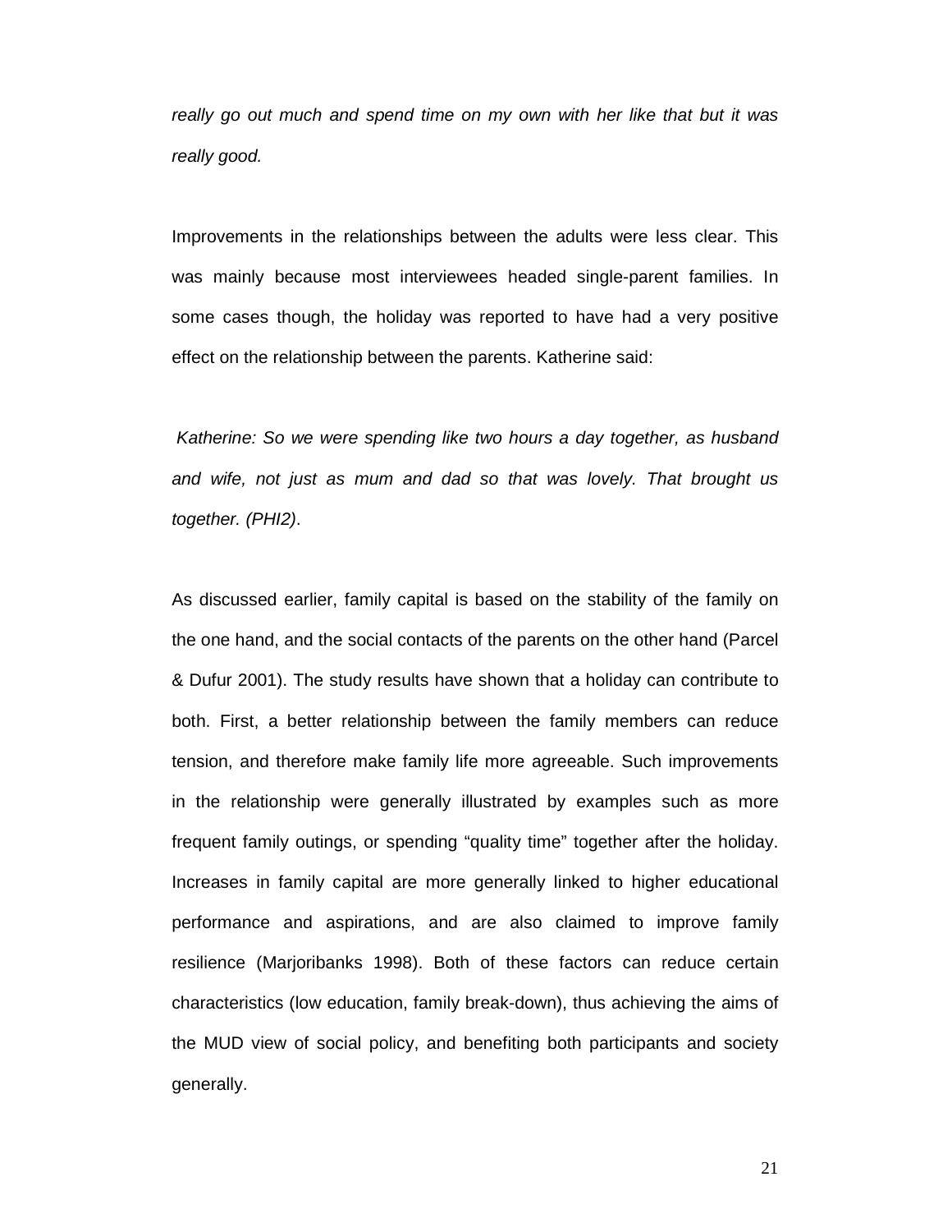*really go out much and spend time on my own with her like that but it was really good.*

Improvements in the relationships between the adults were less clear. This was mainly because most interviewees headed single-parent families. In some cases though, the holiday was reported to have had a very positive effect on the relationship between the parents. Katherine said:

*Katherine: So we were spending like two hours a day together, as husband and wife, not just as mum and dad so that was lovely. That brought us together. (PHI2)*.

As discussed earlier, family capital is based on the stability of the family on the one hand, and the social contacts of the parents on the other hand (Parcel & Dufur 2001). The study results have shown that a holiday can contribute to both. First, a better relationship between the family members can reduce tension, and therefore make family life more agreeable. Such improvements in the relationship were generally illustrated by examples such as more frequent family outings, or spending "quality time" together after the holiday. Increases in family capital are more generally linked to higher educational performance and aspirations, and are also claimed to improve family resilience (Marjoribanks 1998). Both of these factors can reduce certain characteristics (low education, family break-down), thus achieving the aims of the MUD view of social policy, and benefiting both participants and society generally.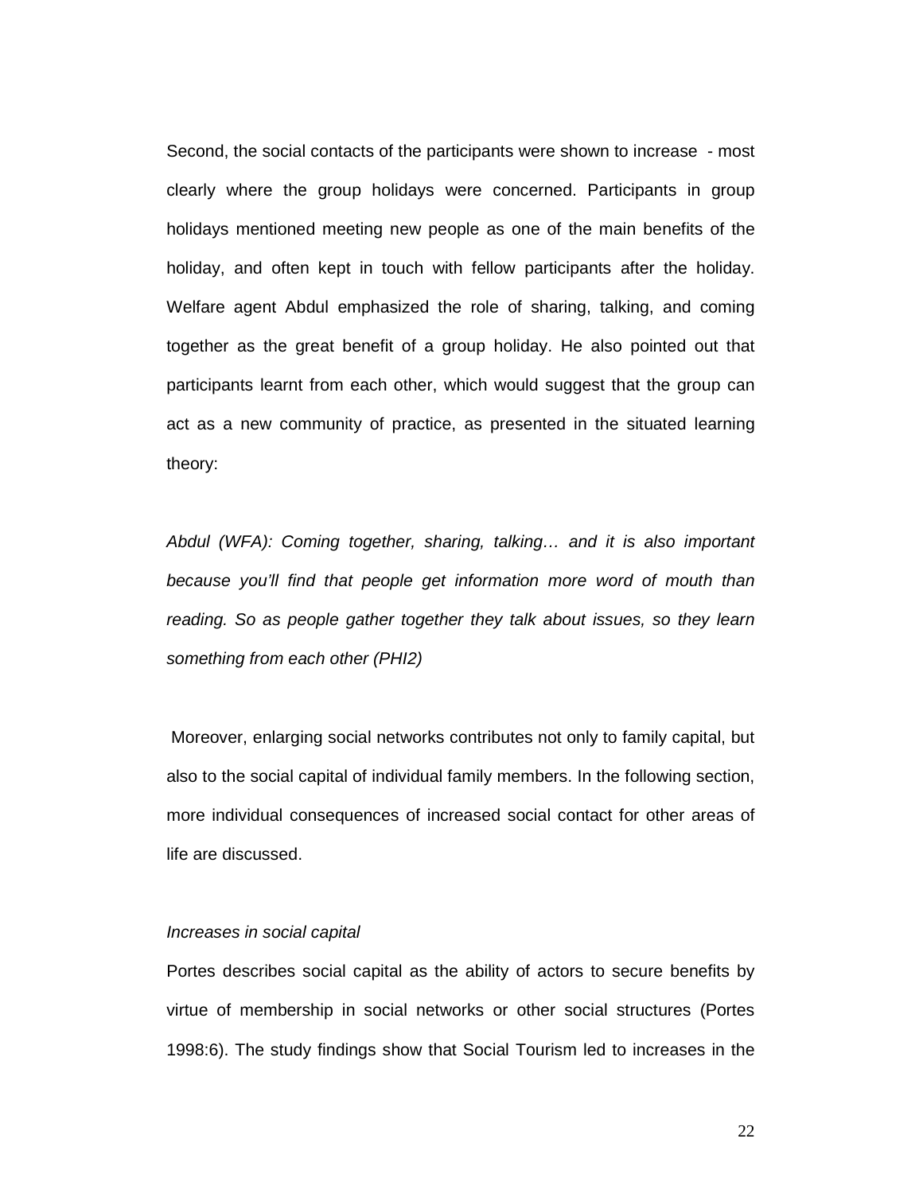Second, the social contacts of the participants were shown to increase - most clearly where the group holidays were concerned. Participants in group holidays mentioned meeting new people as one of the main benefits of the holiday, and often kept in touch with fellow participants after the holiday. Welfare agent Abdul emphasized the role of sharing, talking, and coming together as the great benefit of a group holiday. He also pointed out that participants learnt from each other, which would suggest that the group can act as a new community of practice, as presented in the situated learning theory:

*Abdul (WFA): Coming together, sharing, talking… and it is also important because you'll find that people get information more word of mouth than reading. So as people gather together they talk about issues, so they learn something from each other (PHI2)*

Moreover, enlarging social networks contributes not only to family capital, but also to the social capital of individual family members. In the following section, more individual consequences of increased social contact for other areas of life are discussed.

*Increases in social capital*

Portes describes social capital as the ability of actors to secure benefits by virtue of membership in social networks or other social structures (Portes 1998:6). The study findings show that Social Tourism led to increases in the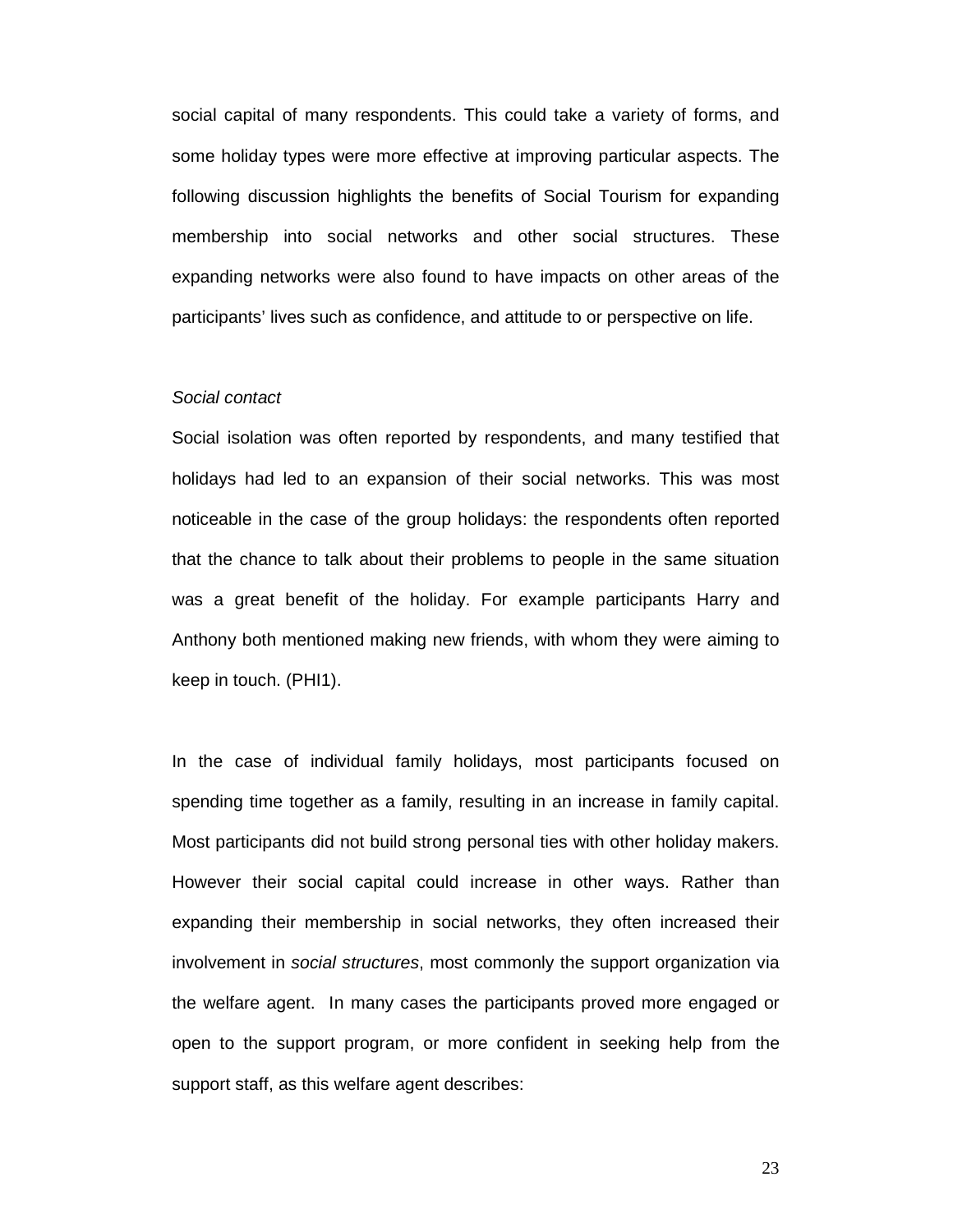social capital of many respondents. This could take a variety of forms, and some holiday types were more effective at improving particular aspects. The following discussion highlights the benefits of Social Tourism for expanding membership into social networks and other social structures. These expanding networks were also found to have impacts on other areas of the participants' lives such as confidence, and attitude to or perspective on life.

*Social contact*

Social isolation was often reported by respondents, and many testified that holidays had led to an expansion of their social networks. This was most noticeable in the case of the group holidays: the respondents often reported that the chance to talk about their problems to people in the same situation was a great benefit of the holiday. For example participants Harry and Anthony both mentioned making new friends, with whom they were aiming to keep in touch. (PHI1).

In the case of individual family holidays, most participants focused on spending time together as a family, resulting in an increase in family capital. Most participants did not build strong personal ties with other holiday makers. However their social capital could increase in other ways. Rather than expanding their membership in social networks, they often increased their involvement in *social structures*, most commonly the support organization via the welfare agent. In many cases the participants proved more engaged or open to the support program, or more confident in seeking help from the support staff, as this welfare agent describes: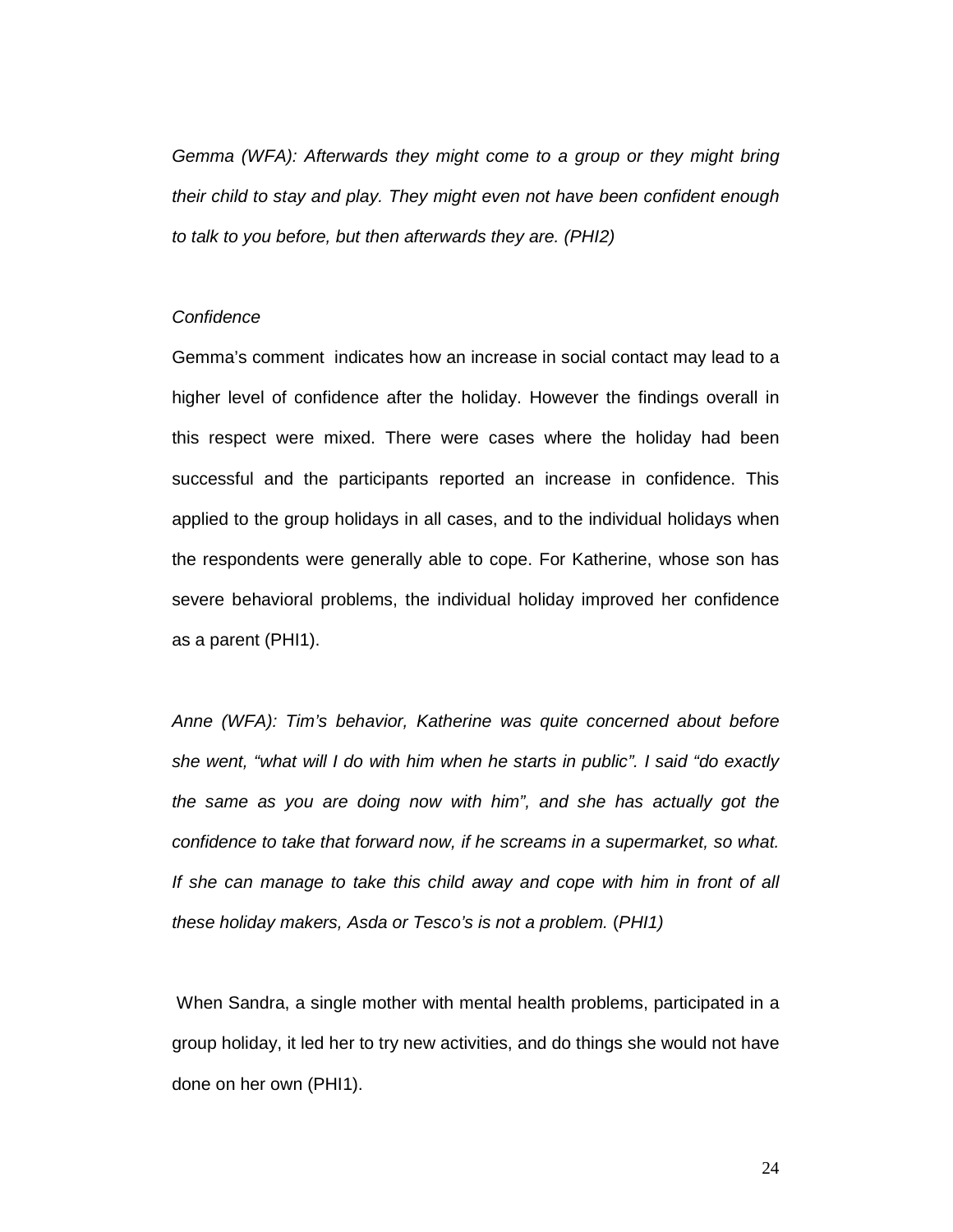*Gemma (WFA): Afterwards they might come to a group or they might bring their child to stay and play. They might even not have been confident enough to talk to you before, but then afterwards they are. (PHI2)*

*Confidence*

Gemma's comment indicates how an increase in social contact may lead to a higher level of confidence after the holiday. However the findings overall in this respect were mixed. There were cases where the holiday had been successful and the participants reported an increase in confidence. This applied to the group holidays in all cases, and to the individual holidays when the respondents were generally able to cope. For Katherine, whose son has severe behavioral problems, the individual holiday improved her confidence as a parent (PHI1).

*Anne (WFA): Tim's behavior, Katherine was quite concerned about before she went, "what will I do with him when he starts in public". I said "do exactly the same as you are doing now with him", and she has actually got the confidence to take that forward now, if he screams in a supermarket, so what. If she can manage to take this child away and cope with him in front of all these holiday makers, Asda or Tesco's is not a problem.* (*PHI1)*

When Sandra, a single mother with mental health problems, participated in a group holiday, it led her to try new activities, and do things she would not have done on her own (PHI1).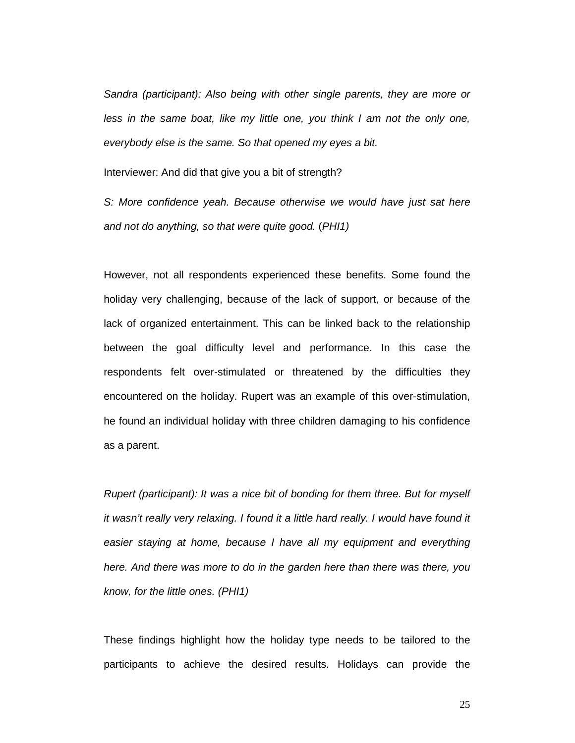*Sandra (participant): Also being with other single parents, they are more or less in the same boat, like my little one, you think I am not the only one, everybody else is the same. So that opened my eyes a bit.*

Interviewer: And did that give you a bit of strength?

*S: More confidence yeah. Because otherwise we would have just sat here and not do anything, so that were quite good.* (*PHI1)*

However, not all respondents experienced these benefits. Some found the holiday very challenging, because of the lack of support, or because of the lack of organized entertainment. This can be linked back to the relationship between the goal difficulty level and performance. In this case the respondents felt over-stimulated or threatened by the difficulties they encountered on the holiday. Rupert was an example of this over-stimulation, he found an individual holiday with three children damaging to his confidence as a parent.

*Rupert (participant): It was a nice bit of bonding for them three. But for myself it wasn't really very relaxing. I found it a little hard really. I would have found it easier staying at home, because I have all my equipment and everything here. And there was more to do in the garden here than there was there, you know, for the little ones. (PHI1)*

These findings highlight how the holiday type needs to be tailored to the participants to achieve the desired results. Holidays can provide the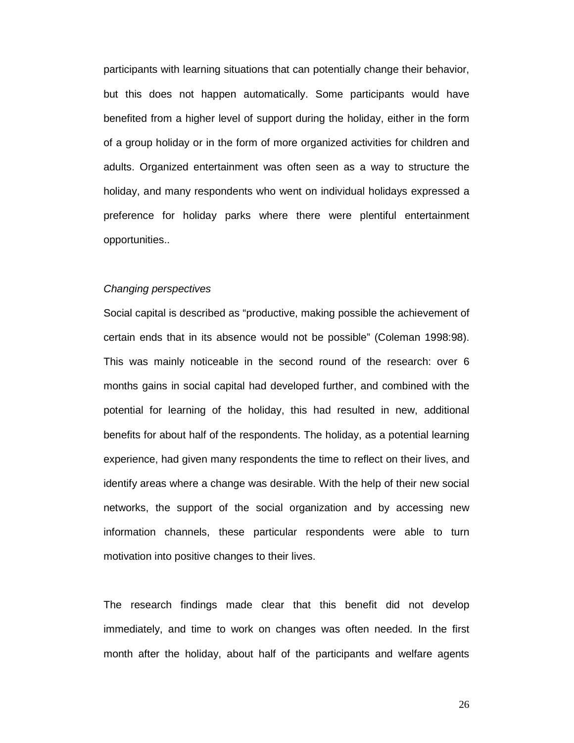participants with learning situations that can potentially change their behavior, but this does not happen automatically. Some participants would have benefited from a higher level of support during the holiday, either in the form of a group holiday or in the form of more organized activities for children and adults. Organized entertainment was often seen as a way to structure the holiday, and many respondents who went on individual holidays expressed a preference for holiday parks where there were plentiful entertainment opportunities..

*Changing perspectives*

Social capital is described as "productive, making possible the achievement of certain ends that in its absence would not be possible" (Coleman 1998:98). This was mainly noticeable in the second round of the research: over 6 months gains in social capital had developed further, and combined with the potential for learning of the holiday, this had resulted in new, additional benefits for about half of the respondents. The holiday, as a potential learning experience, had given many respondents the time to reflect on their lives, and identify areas where a change was desirable. With the help of their new social networks, the support of the social organization and by accessing new information channels, these particular respondents were able to turn motivation into positive changes to their lives.

The research findings made clear that this benefit did not develop immediately, and time to work on changes was often needed. In the first month after the holiday, about half of the participants and welfare agents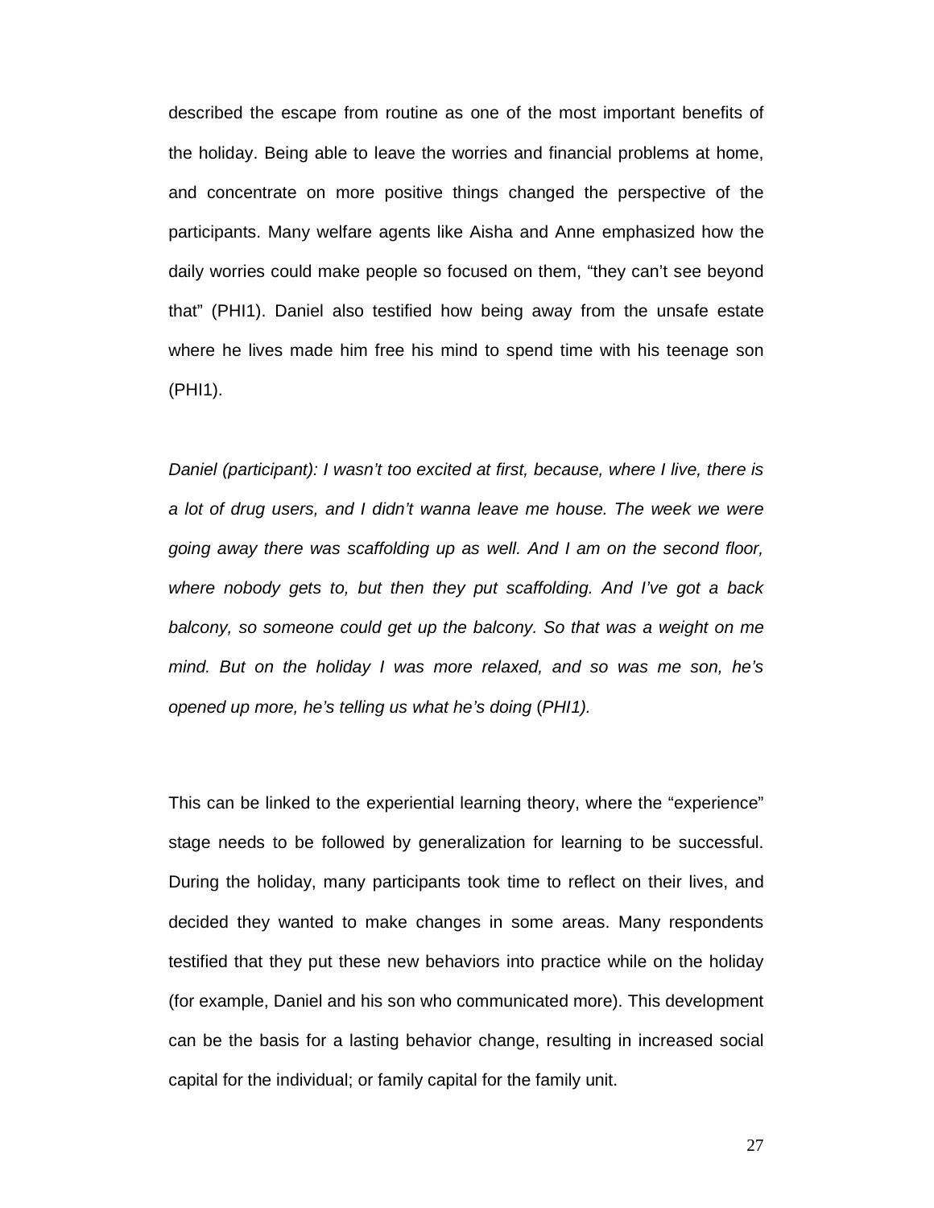described the escape from routine as one of the most important benefits of the holiday. Being able to leave the worries and financial problems at home, and concentrate on more positive things changed the perspective of the participants. Many welfare agents like Aisha and Anne emphasized how the daily worries could make people so focused on them, "they can't see beyond that" (PHI1). Daniel also testified how being away from the unsafe estate where he lives made him free his mind to spend time with his teenage son (PHI1).

*Daniel (participant): I wasn't too excited at first, because, where I live, there is a lot of drug users, and I didn't wanna leave me house. The week we were going away there was scaffolding up as well. And I am on the second floor, where nobody gets to, but then they put scaffolding. And I've got a back balcony, so someone could get up the balcony. So that was a weight on me mind. But on the holiday I was more relaxed, and so was me son, he's opened up more, he's telling us what he's doing* (*PHI1).*

This can be linked to the experiential learning theory, where the "experience" stage needs to be followed by generalization for learning to be successful. During the holiday, many participants took time to reflect on their lives, and decided they wanted to make changes in some areas. Many respondents testified that they put these new behaviors into practice while on the holiday (for example, Daniel and his son who communicated more). This development can be the basis for a lasting behavior change, resulting in increased social capital for the individual; or family capital for the family unit.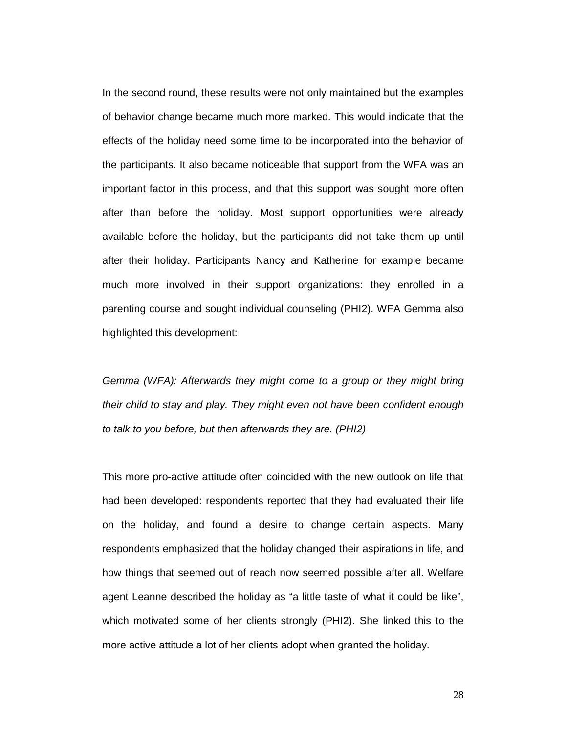In the second round, these results were not only maintained but the examples of behavior change became much more marked. This would indicate that the effects of the holiday need some time to be incorporated into the behavior of the participants. It also became noticeable that support from the WFA was an important factor in this process, and that this support was sought more often after than before the holiday. Most support opportunities were already available before the holiday, but the participants did not take them up until after their holiday. Participants Nancy and Katherine for example became much more involved in their support organizations: they enrolled in a parenting course and sought individual counseling (PHI2). WFA Gemma also highlighted this development:

*Gemma (WFA): Afterwards they might come to a group or they might bring their child to stay and play. They might even not have been confident enough to talk to you before, but then afterwards they are. (PHI2)*

This more pro-active attitude often coincided with the new outlook on life that had been developed: respondents reported that they had evaluated their life on the holiday, and found a desire to change certain aspects. Many respondents emphasized that the holiday changed their aspirations in life, and how things that seemed out of reach now seemed possible after all. Welfare agent Leanne described the holiday as "a little taste of what it could be like", which motivated some of her clients strongly (PHI2). She linked this to the more active attitude a lot of her clients adopt when granted the holiday.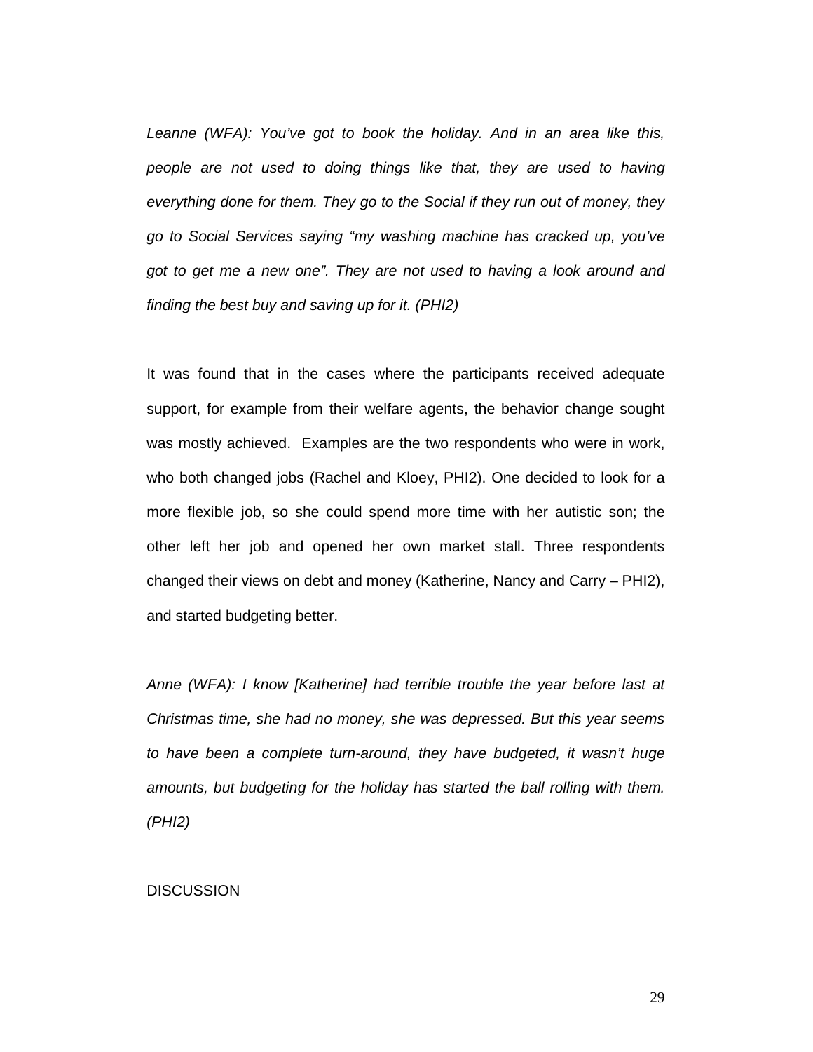*Leanne (WFA): You've got to book the holiday. And in an area like this, people are not used to doing things like that, they are used to having everything done for them. They go to the Social if they run out of money, they go to Social Services saying "my washing machine has cracked up, you've got to get me a new one". They are not used to having a look around and finding the best buy and saving up for it. (PHI2)*

It was found that in the cases where the participants received adequate support, for example from their welfare agents, the behavior change sought was mostly achieved. Examples are the two respondents who were in work, who both changed jobs (Rachel and Kloey, PHI2). One decided to look for a more flexible job, so she could spend more time with her autistic son; the other left her job and opened her own market stall. Three respondents changed their views on debt and money (Katherine, Nancy and Carry – PHI2), and started budgeting better.

*Anne (WFA): I know [Katherine] had terrible trouble the year before last at Christmas time, she had no money, she was depressed. But this year seems to have been a complete turn-around, they have budgeted, it wasn't huge amounts, but budgeting for the holiday has started the ball rolling with them. (PHI2)*

## DISCUSSION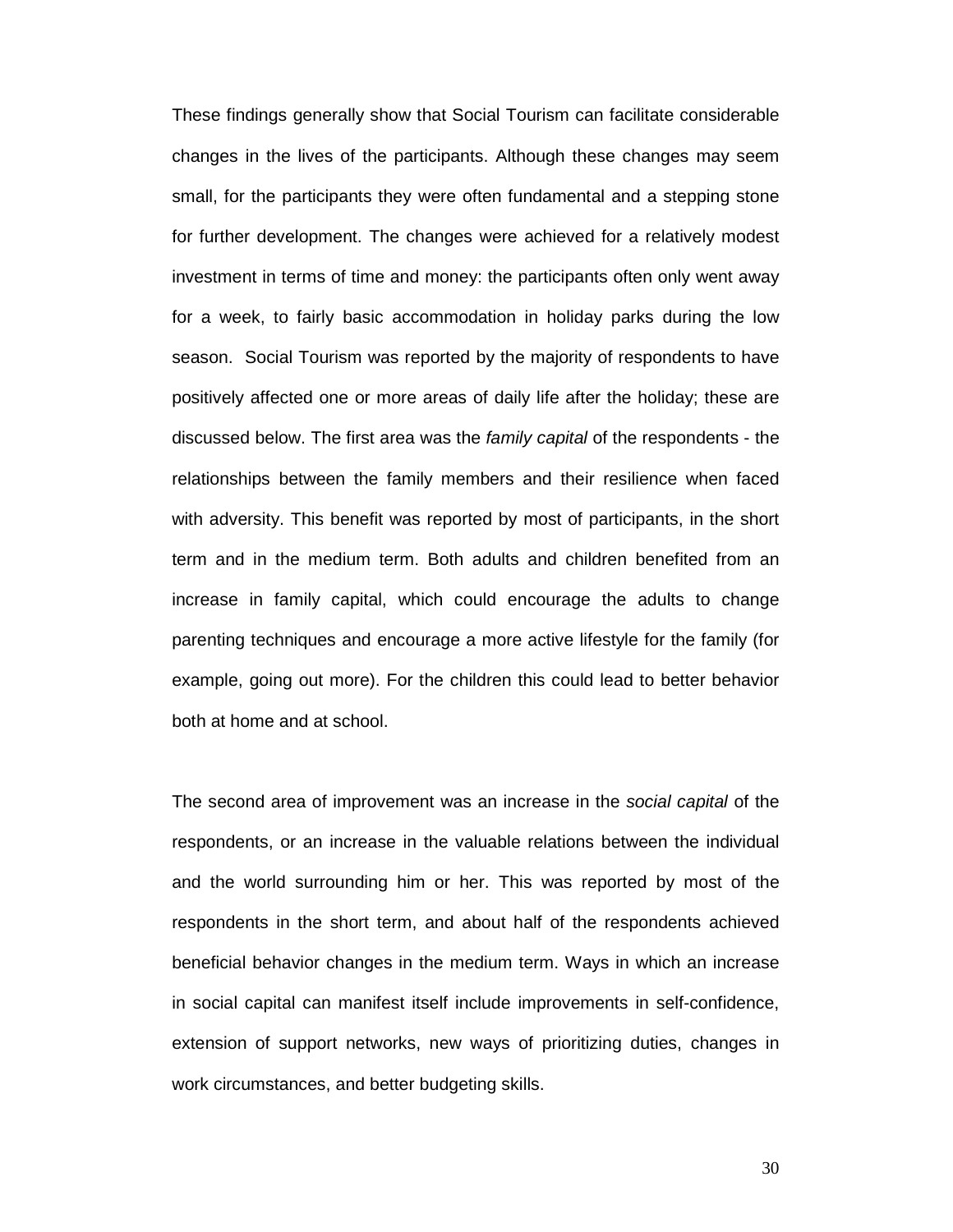These findings generally show that Social Tourism can facilitate considerable changes in the lives of the participants. Although these changes may seem small, for the participants they were often fundamental and a stepping stone for further development. The changes were achieved for a relatively modest investment in terms of time and money: the participants often only went away for a week, to fairly basic accommodation in holiday parks during the low season. Social Tourism was reported by the majority of respondents to have positively affected one or more areas of daily life after the holiday; these are discussed below. The first area was the *family capital* of the respondents - the relationships between the family members and their resilience when faced with adversity. This benefit was reported by most of participants, in the short term and in the medium term. Both adults and children benefited from an increase in family capital, which could encourage the adults to change parenting techniques and encourage a more active lifestyle for the family (for example, going out more). For the children this could lead to better behavior both at home and at school.

The second area of improvement was an increase in the *social capital* of the respondents, or an increase in the valuable relations between the individual and the world surrounding him or her. This was reported by most of the respondents in the short term, and about half of the respondents achieved beneficial behavior changes in the medium term. Ways in which an increase in social capital can manifest itself include improvements in self-confidence, extension of support networks, new ways of prioritizing duties, changes in work circumstances, and better budgeting skills.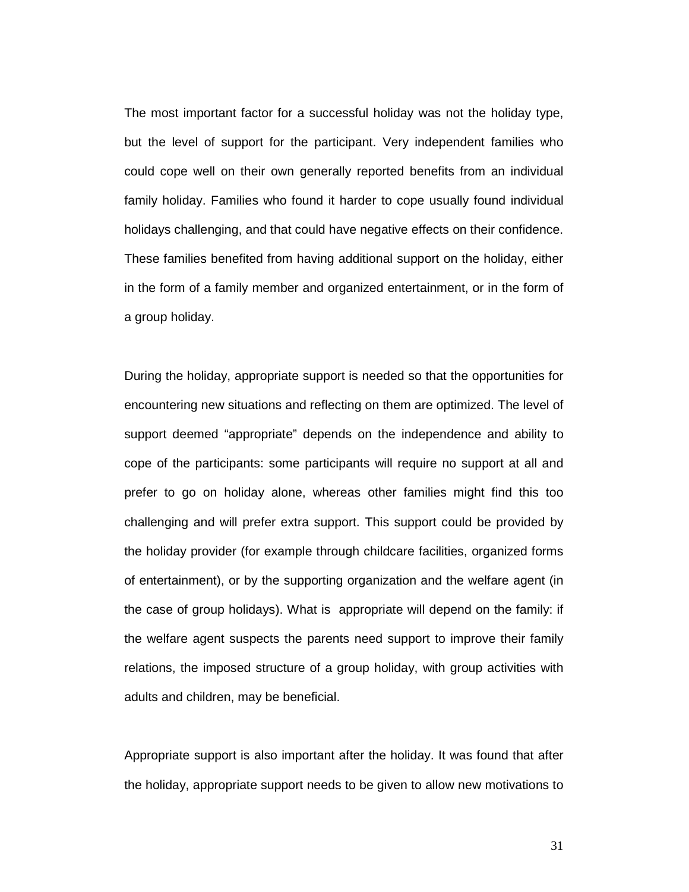The most important factor for a successful holiday was not the holiday type, but the level of support for the participant. Very independent families who could cope well on their own generally reported benefits from an individual family holiday. Families who found it harder to cope usually found individual holidays challenging, and that could have negative effects on their confidence. These families benefited from having additional support on the holiday, either in the form of a family member and organized entertainment, or in the form of a group holiday.

During the holiday, appropriate support is needed so that the opportunities for encountering new situations and reflecting on them are optimized. The level of support deemed "appropriate" depends on the independence and ability to cope of the participants: some participants will require no support at all and prefer to go on holiday alone, whereas other families might find this too challenging and will prefer extra support. This support could be provided by the holiday provider (for example through childcare facilities, organized forms of entertainment), or by the supporting organization and the welfare agent (in the case of group holidays). What is appropriate will depend on the family: if the welfare agent suspects the parents need support to improve their family relations, the imposed structure of a group holiday, with group activities with adults and children, may be beneficial.

Appropriate support is also important after the holiday. It was found that after the holiday, appropriate support needs to be given to allow new motivations to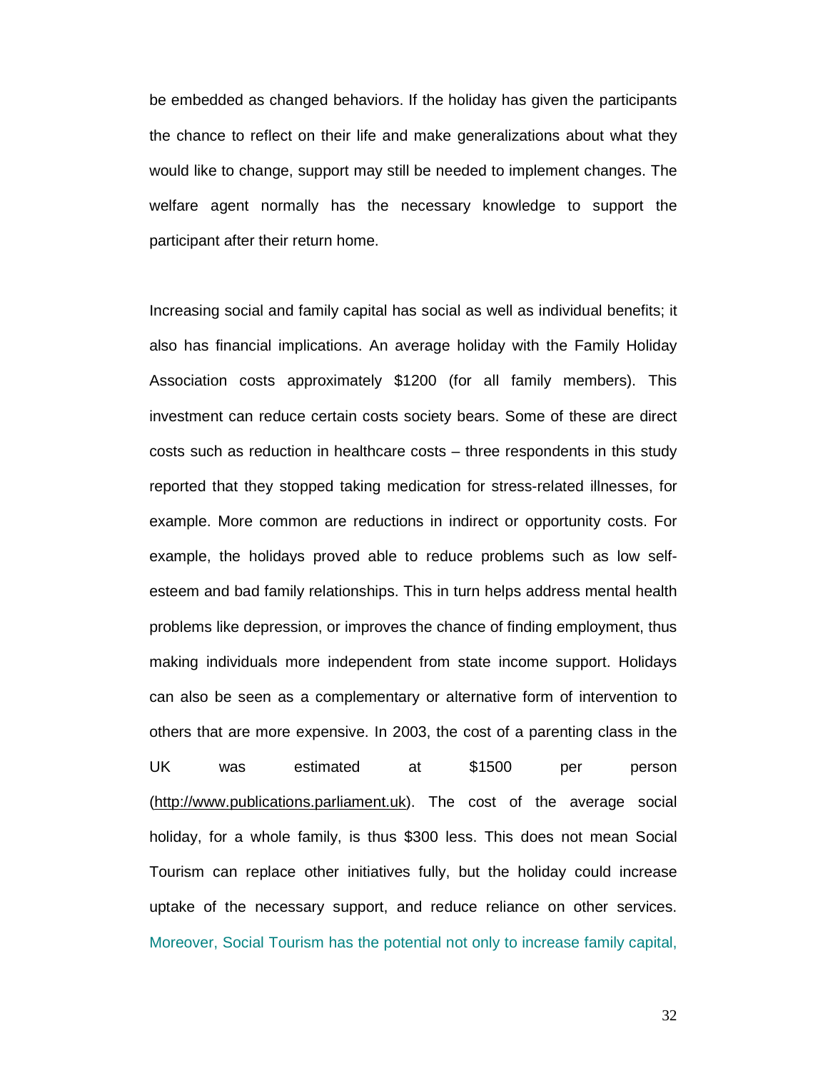be embedded as changed behaviors. If the holiday has given the participants the chance to reflect on their life and make generalizations about what they would like to change, support may still be needed to implement changes. The welfare agent normally has the necessary knowledge to support the participant after their return home.

Increasing social and family capital has social as well as individual benefits; it also has financial implications. An average holiday with the Family Holiday Association costs approximately $1200 (for all family members). This investment can reduce certain costs society bears. Some of these are direct costs such as reduction in healthcare costs – three respondents in this study reported that they stopped taking medication for stress-related illnesses, for example. More common are reductions in indirect or opportunity costs. For example, the holidays proved able to reduce problems such as low self-esteem and bad family relationships. This in turn helps address mental health problems like depression, or improves the chance of finding employment, thus making individuals more independent from state income support. Holidays can also be seen as a complementary or alternative form of intervention to others that are more expensive. In 2003, the cost of a parenting class in the UK was estimated at $1500 per person (http://www.publications.parliament.uk). The cost of the average social holiday, for a whole family, is thus $300 less. This does not mean Social Tourism can replace other initiatives fully, but the holiday could increase uptake of the necessary support, and reduce reliance on other services. Moreover, Social Tourism has the potential not only to increase family capital,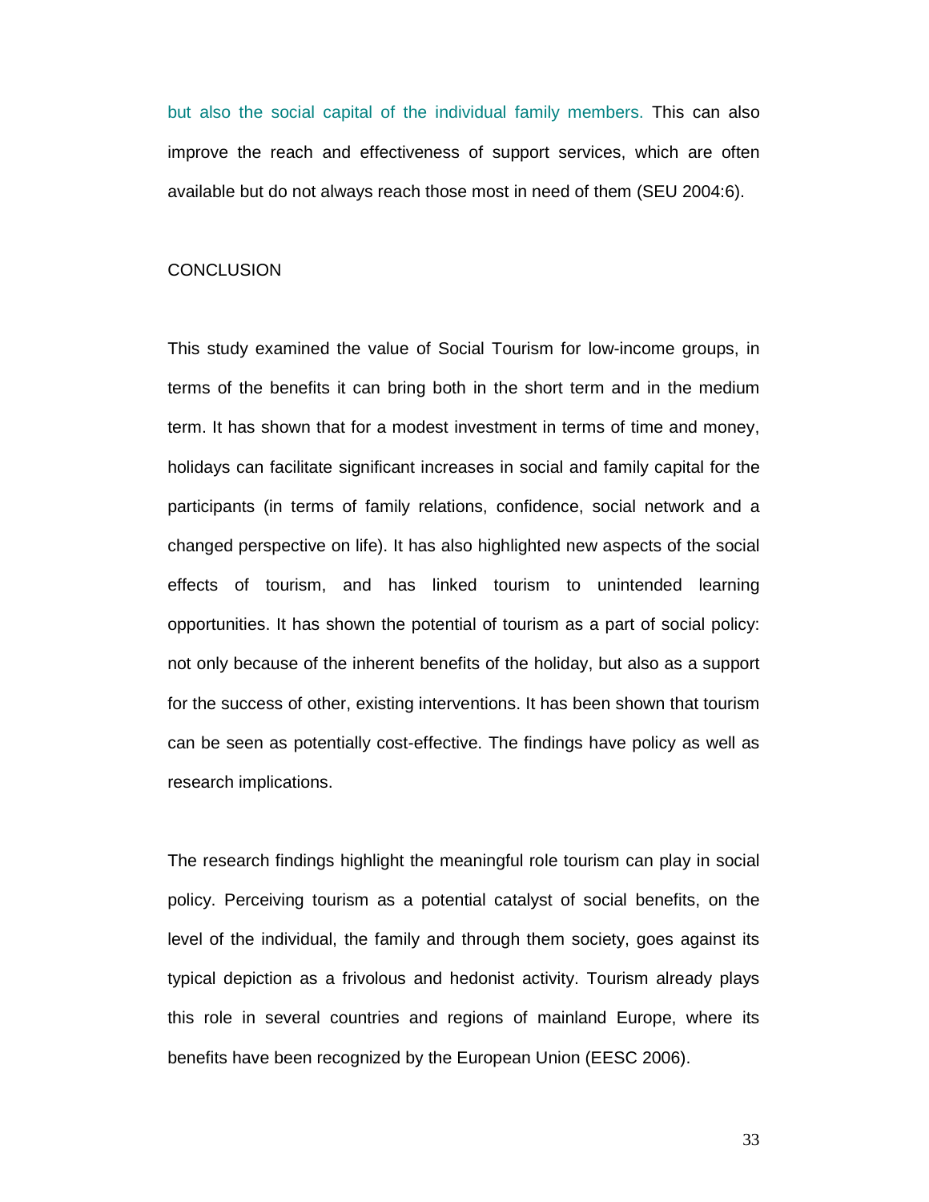but also the social capital of the individual family members. This can also improve the reach and effectiveness of support services, which are often available but do not always reach those most in need of them (SEU 2004:6).

## CONCLUSION

This study examined the value of Social Tourism for low-income groups, in terms of the benefits it can bring both in the short term and in the medium term. It has shown that for a modest investment in terms of time and money, holidays can facilitate significant increases in social and family capital for the participants (in terms of family relations, confidence, social network and a changed perspective on life). It has also highlighted new aspects of the social effects of tourism, and has linked tourism to unintended learning opportunities. It has shown the potential of tourism as a part of social policy: not only because of the inherent benefits of the holiday, but also as a support for the success of other, existing interventions. It has been shown that tourism can be seen as potentially cost-effective. The findings have policy as well as research implications.

The research findings highlight the meaningful role tourism can play in social policy. Perceiving tourism as a potential catalyst of social benefits, on the level of the individual, the family and through them society, goes against its typical depiction as a frivolous and hedonist activity. Tourism already plays this role in several countries and regions of mainland Europe, where its benefits have been recognized by the European Union (EESC 2006).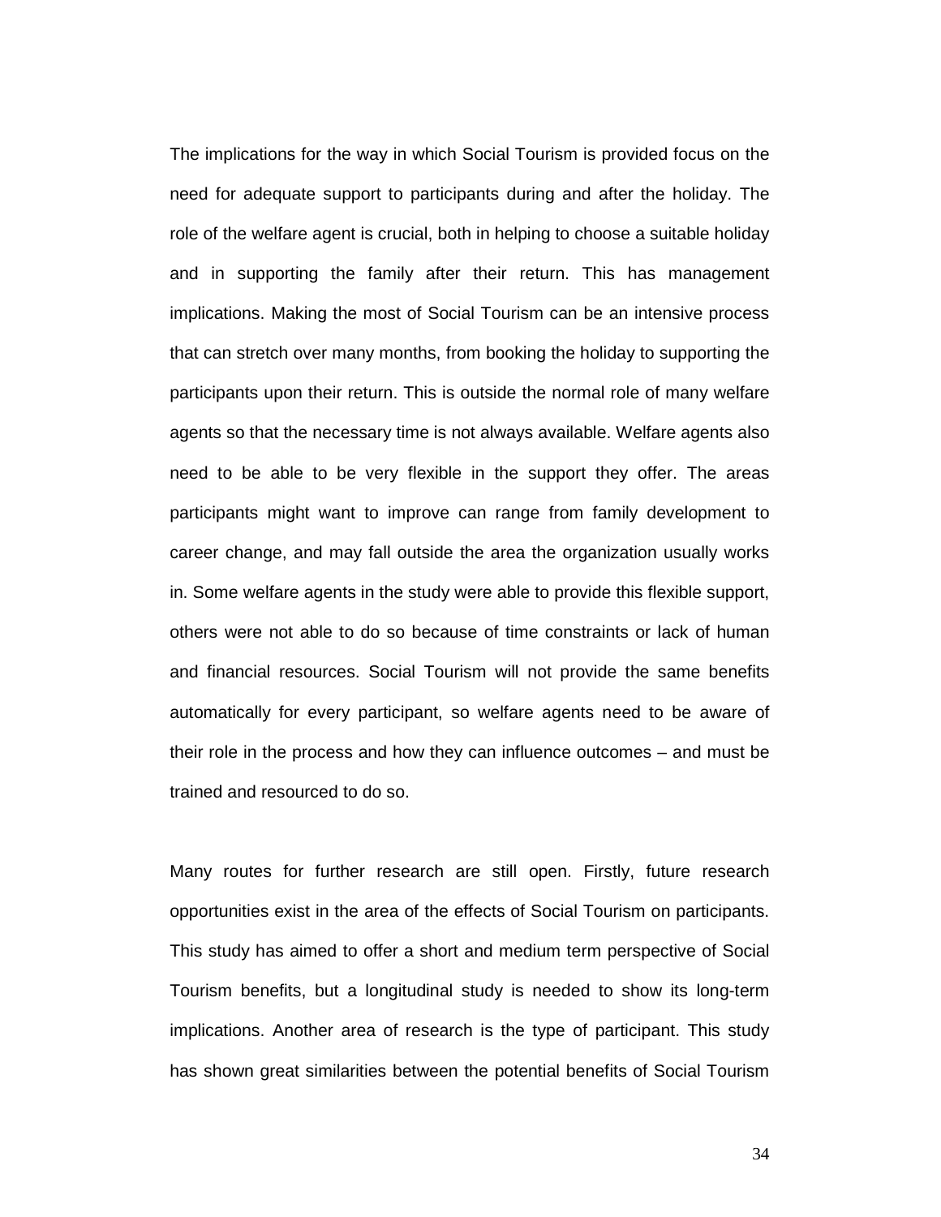The implications for the way in which Social Tourism is provided focus on the need for adequate support to participants during and after the holiday. The role of the welfare agent is crucial, both in helping to choose a suitable holiday and in supporting the family after their return. This has management implications. Making the most of Social Tourism can be an intensive process that can stretch over many months, from booking the holiday to supporting the participants upon their return. This is outside the normal role of many welfare agents so that the necessary time is not always available. Welfare agents also need to be able to be very flexible in the support they offer. The areas participants might want to improve can range from family development to career change, and may fall outside the area the organization usually works in. Some welfare agents in the study were able to provide this flexible support, others were not able to do so because of time constraints or lack of human and financial resources. Social Tourism will not provide the same benefits automatically for every participant, so welfare agents need to be aware of their role in the process and how they can influence outcomes – and must be trained and resourced to do so.

Many routes for further research are still open. Firstly, future research opportunities exist in the area of the effects of Social Tourism on participants. This study has aimed to offer a short and medium term perspective of Social Tourism benefits, but a longitudinal study is needed to show its long-term implications. Another area of research is the type of participant. This study has shown great similarities between the potential benefits of Social Tourism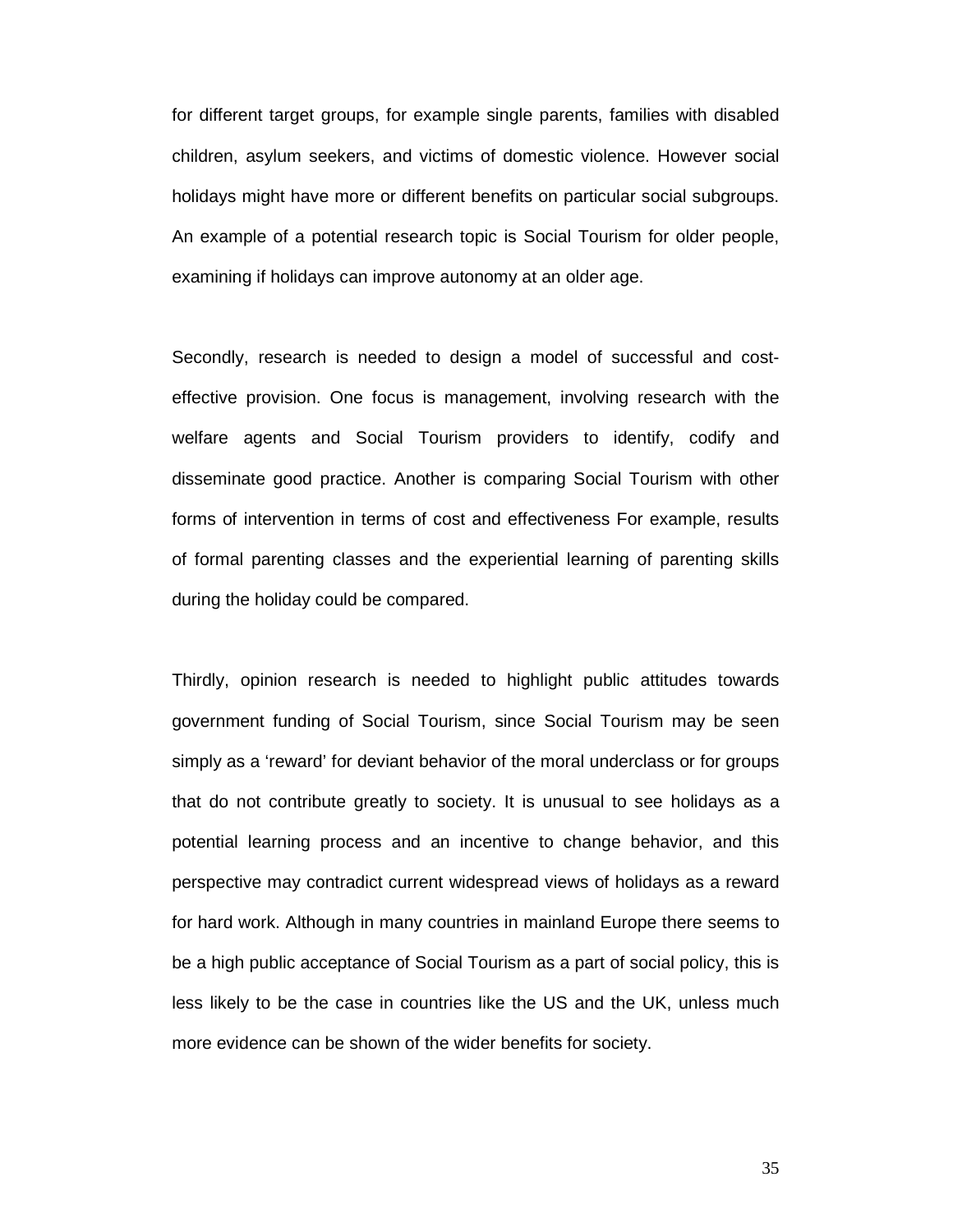for different target groups, for example single parents, families with disabled children, asylum seekers, and victims of domestic violence. However social holidays might have more or different benefits on particular social subgroups. An example of a potential research topic is Social Tourism for older people, examining if holidays can improve autonomy at an older age.

Secondly, research is needed to design a model of successful and cost-effective provision. One focus is management, involving research with the welfare agents and Social Tourism providers to identify, codify and disseminate good practice. Another is comparing Social Tourism with other forms of intervention in terms of cost and effectiveness For example, results of formal parenting classes and the experiential learning of parenting skills during the holiday could be compared.

Thirdly, opinion research is needed to highlight public attitudes towards government funding of Social Tourism, since Social Tourism may be seen simply as a 'reward' for deviant behavior of the moral underclass or for groups that do not contribute greatly to society. It is unusual to see holidays as a potential learning process and an incentive to change behavior, and this perspective may contradict current widespread views of holidays as a reward for hard work. Although in many countries in mainland Europe there seems to be a high public acceptance of Social Tourism as a part of social policy, this is less likely to be the case in countries like the US and the UK, unless much more evidence can be shown of the wider benefits for society.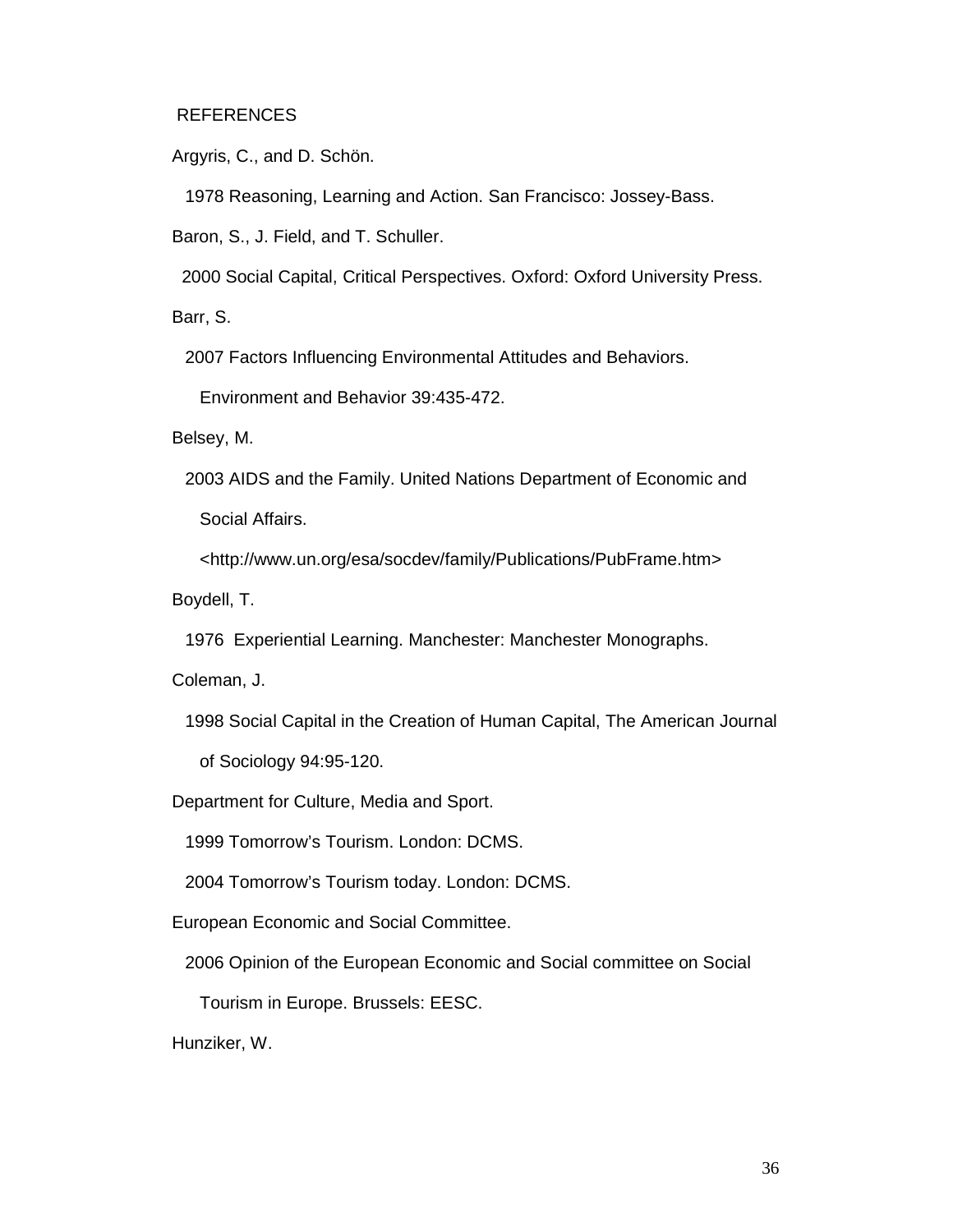REFERENCES

Argyris, C., and D. Schön.

1978 Reasoning, Learning and Action. San Francisco: Jossey-Bass.

Baron, S., J. Field, and T. Schuller.

2000 Social Capital, Critical Perspectives. Oxford: Oxford University Press.

Barr, S.

2007 Factors Influencing Environmental Attitudes and Behaviors. Environment and Behavior 39:435-472.

Belsey, M.

2003 AIDS and the Family. United Nations Department of Economic and Social Affairs. <http://www.un.org/esa/socdev/family/Publications/PubFrame.htm>

Boydell, T.

1976 Experiential Learning. Manchester: Manchester Monographs.

Coleman, J.

1998 Social Capital in the Creation of Human Capital, The American Journal of Sociology 94:95-120.

Department for Culture, Media and Sport.

1999 Tomorrow's Tourism. London: DCMS.

2004 Tomorrow's Tourism today. London: DCMS.

European Economic and Social Committee.

2006 Opinion of the European Economic and Social committee on Social Tourism in Europe. Brussels: EESC.

Hunziker, W.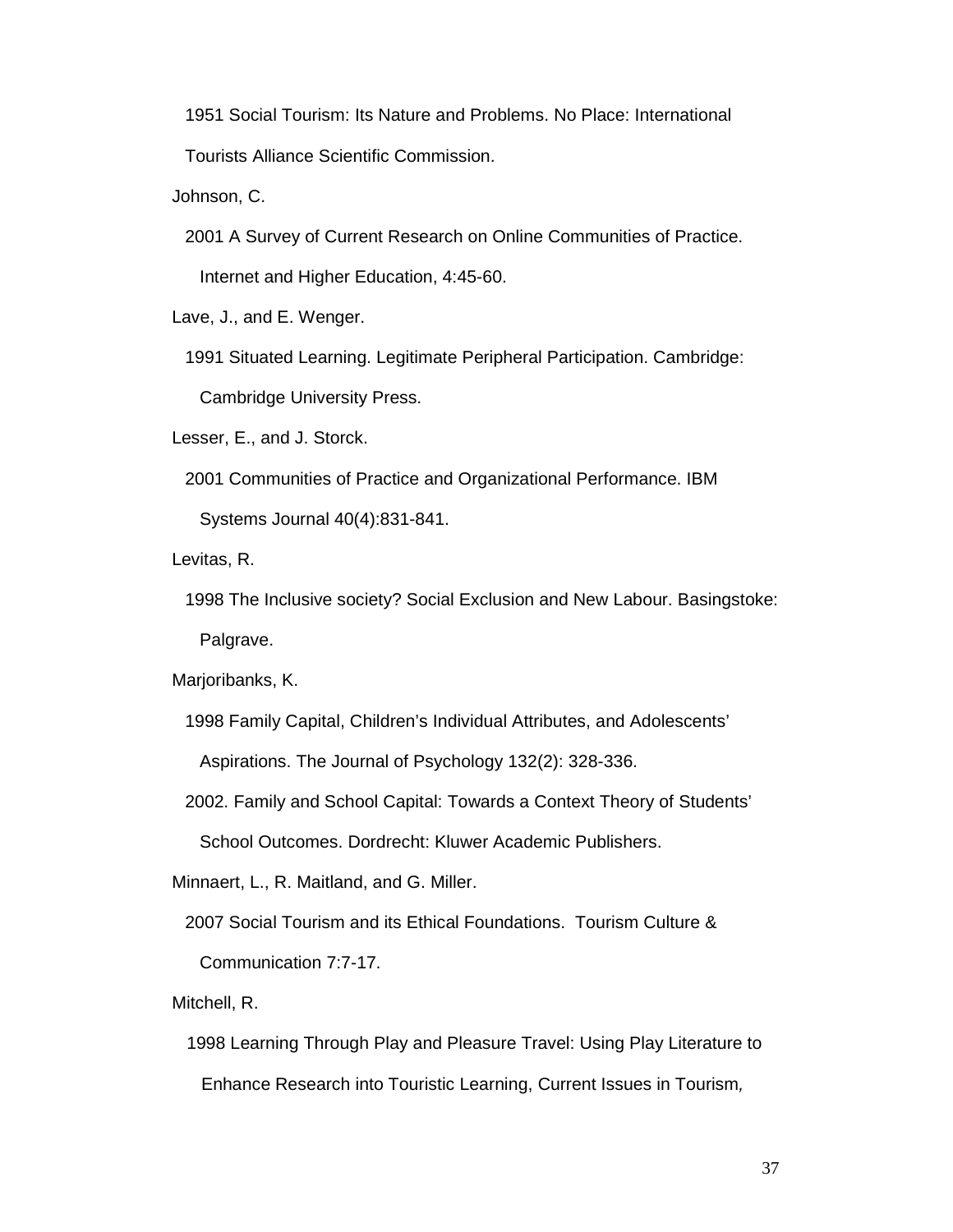1951 Social Tourism: Its Nature and Problems. No Place: International Tourists Alliance Scientific Commission.

Johnson, C.

2001 A Survey of Current Research on Online Communities of Practice. Internet and Higher Education, 4:45-60.

Lave, J., and E. Wenger.

1991 Situated Learning. Legitimate Peripheral Participation. Cambridge: Cambridge University Press.

Lesser, E., and J. Storck.

2001 Communities of Practice and Organizational Performance. IBM Systems Journal 40(4):831-841.

Levitas, R.

1998 The Inclusive society? Social Exclusion and New Labour. Basingstoke: Palgrave.

Marjoribanks, K.

1998 Family Capital, Children's Individual Attributes, and Adolescents' Aspirations. The Journal of Psychology 132(2): 328-336.

2002. Family and School Capital: Towards a Context Theory of Students' School Outcomes. Dordrecht: Kluwer Academic Publishers.

Minnaert, L., R. Maitland, and G. Miller.

2007 Social Tourism and its Ethical Foundations. Tourism Culture & Communication 7:7-17.

Mitchell, R.

1998 Learning Through Play and Pleasure Travel: Using Play Literature to Enhance Research into Touristic Learning, Current Issues in Tourism,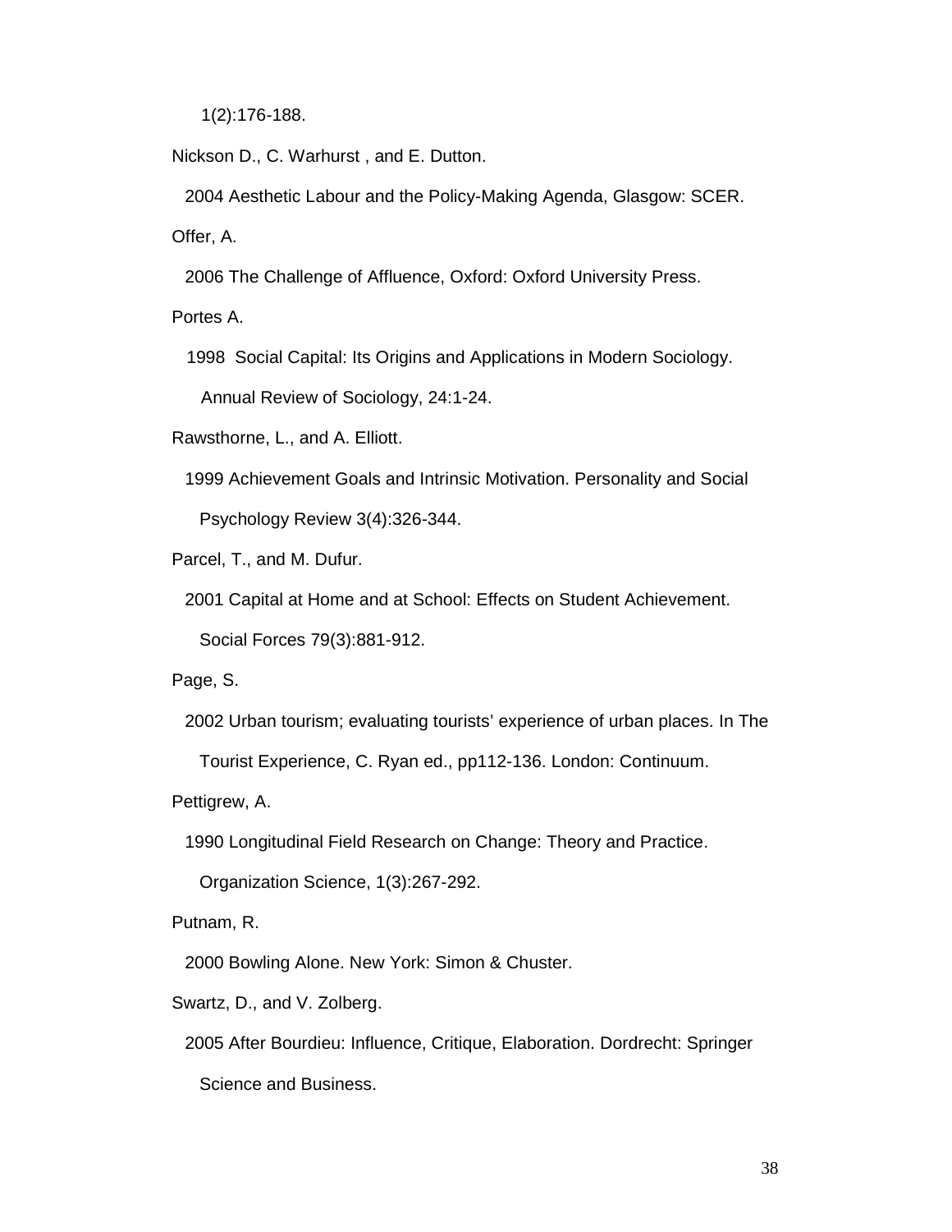1(2):176-188.

Nickson D., C. Warhurst , and E. Dutton.

2004 Aesthetic Labour and the Policy-Making Agenda, Glasgow: SCER.

Offer, A.

2006 The Challenge of Affluence, Oxford: Oxford University Press.

Portes A.

1998 Social Capital: Its Origins and Applications in Modern Sociology. Annual Review of Sociology, 24:1-24.

Rawsthorne, L., and A. Elliott.

1999 Achievement Goals and Intrinsic Motivation. Personality and Social Psychology Review 3(4):326-344.

Parcel, T., and M. Dufur.

2001 Capital at Home and at School: Effects on Student Achievement. Social Forces 79(3):881-912.

Page, S.

2002 Urban tourism; evaluating tourists' experience of urban places. In The Tourist Experience, C. Ryan ed., pp112-136. London: Continuum.

Pettigrew, A.

1990 Longitudinal Field Research on Change: Theory and Practice. Organization Science, 1(3):267-292.

Putnam, R.

2000 Bowling Alone. New York: Simon & Chuster.

Swartz, D., and V. Zolberg.

2005 After Bourdieu: Influence, Critique, Elaboration. Dordrecht: Springer Science and Business.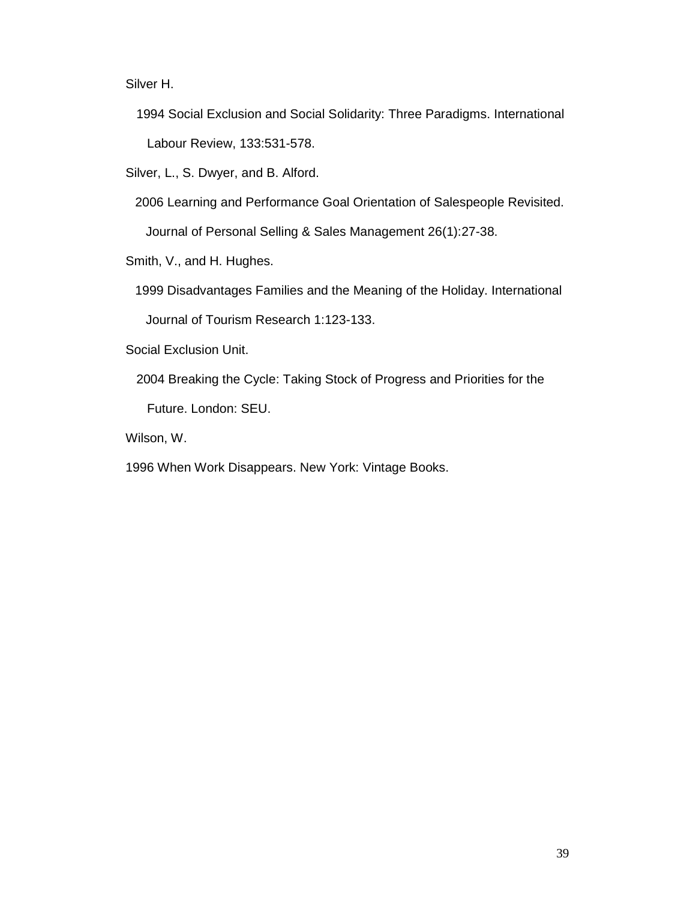Silver H.

1994 Social Exclusion and Social Solidarity: Three Paradigms. International Labour Review, 133:531-578.

Silver, L., S. Dwyer, and B. Alford.

2006 Learning and Performance Goal Orientation of Salespeople Revisited. Journal of Personal Selling & Sales Management 26(1):27-38.

Smith, V., and H. Hughes.

1999 Disadvantages Families and the Meaning of the Holiday. International Journal of Tourism Research 1:123-133.

Social Exclusion Unit.

2004 Breaking the Cycle: Taking Stock of Progress and Priorities for the Future. London: SEU.

Wilson, W.

1996 When Work Disappears. New York: Vintage Books.